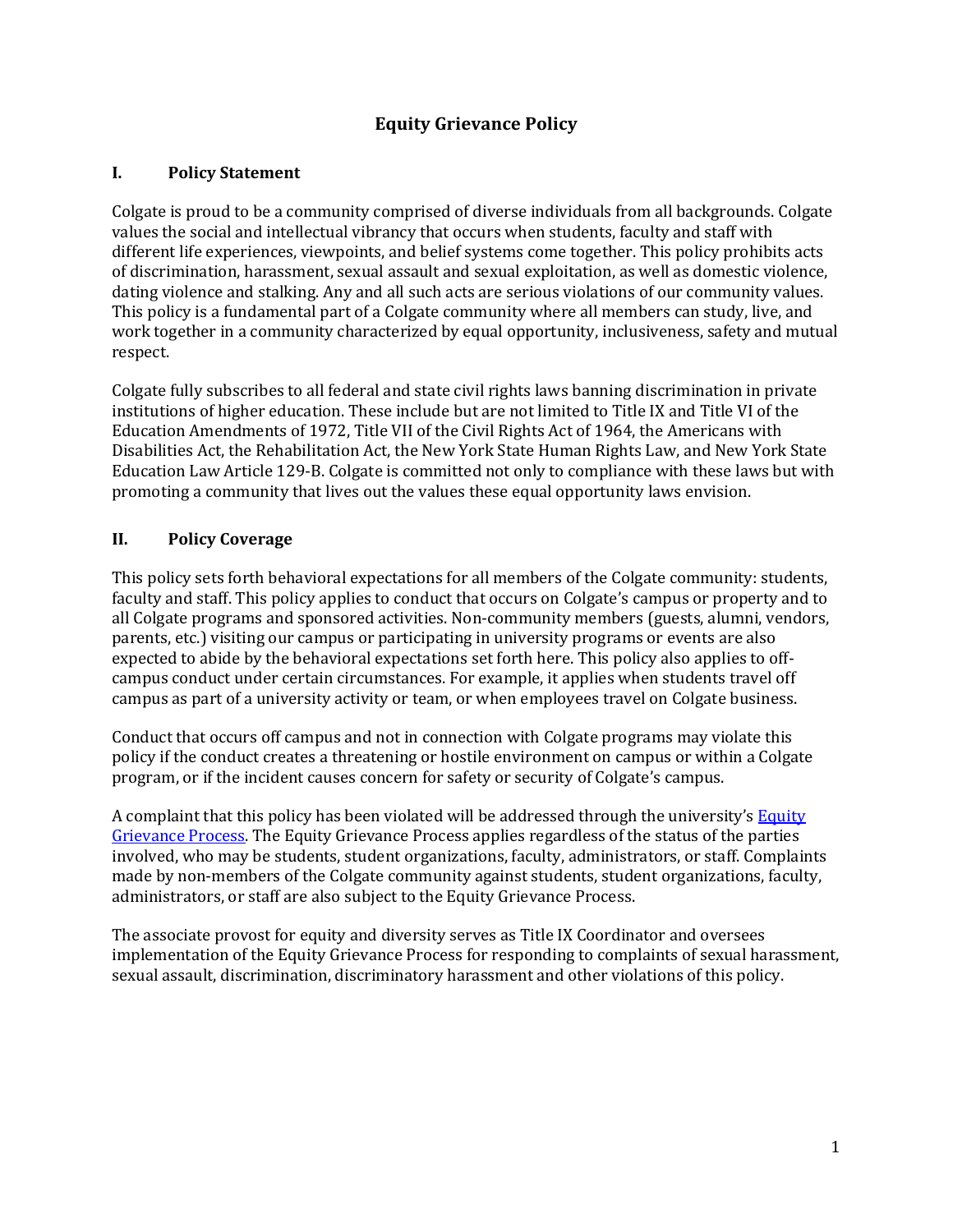# Equity Grievance Policy

## I. Policy Statement

Colgate is proud to be a community comprised of diverse individuals from all backgrounds. Colgate values the social and intellectual vibrancy that occurs when students, faculty and staff with different life experiences, viewpoints, and belief systems come together. This policy prohibits acts of discrimination, harassment, sexual assault and sexual exploitation, as well as domestic violence, dating violence and stalking. Any and all such acts are serious violations of our community values. This policy is a fundamental part of a Colgate community where all members can study, live, and work together in a community characterized by equal opportunity, inclusiveness, safety and mutual respect.

Colgate fully subscribes to all federal and state civil rights laws banning discrimination in private institutions of higher education. These include but are not limited to Title IX and Title VI of the Education Amendments of 1972, Title VII of the Civil Rights Act of 1964, the Americans with Disabilities Act, the Rehabilitation Act, the New York State Human Rights Law, and New York State Education Law Article 129-B. Colgate is committed not only to compliance with these laws but with promoting a community that lives out the values these equal opportunity laws envision.

## II. Policy Coverage

This policy sets forth behavioral expectations for all members of the Colgate community: students, faculty and staff. This policy applies to conduct that occurs on Colgate's campus or property and to all Colgate programs and sponsored activities. Non-community members (guests, alumni, vendors, parents, etc.) visiting our campus or participating in university programs or events are also expected to abide by the behavioral expectations set forth here. This policy also applies to off-campus conduct under certain circumstances. For example, it applies when students travel off campus as part of a university activity or team, or when employees travel on Colgate business.

Conduct that occurs off campus and not in connection with Colgate programs may violate this policy if the conduct creates a threatening or hostile environment on campus or within a Colgate program, or if the incident causes concern for safety or security of Colgate's campus.

A complaint that this policy has been violated will be addressed through the university's Equity Grievance Process. The Equity Grievance Process applies regardless of the status of the parties involved, who may be students, student organizations, faculty, administrators, or staff. Complaints made by non-members of the Colgate community against students, student organizations, faculty, administrators, or staff are also subject to the Equity Grievance Process.

The associate provost for equity and diversity serves as Title IX Coordinator and oversees implementation of the Equity Grievance Process for responding to complaints of sexual harassment, sexual assault, discrimination, discriminatory harassment and other violations of this policy.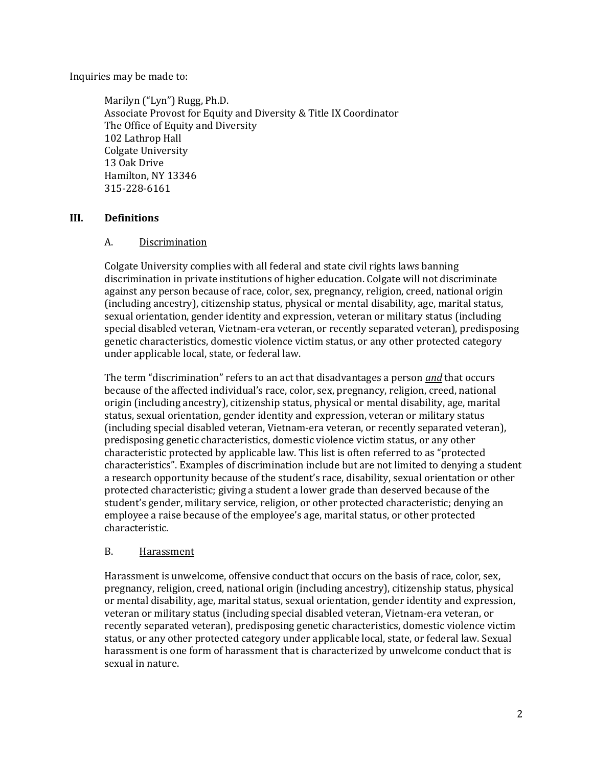Inquiries may be made to:

Marilyn ("Lyn") Rugg, Ph.D.
Associate Provost for Equity and Diversity & Title IX Coordinator
The Office of Equity and Diversity
102 Lathrop Hall
Colgate University
13 Oak Drive
Hamilton, NY 13346
315-228-6161

## III. Definitions

### A. Discrimination

Colgate University complies with all federal and state civil rights laws banning discrimination in private institutions of higher education. Colgate will not discriminate against any person because of race, color, sex, pregnancy, religion, creed, national origin (including ancestry), citizenship status, physical or mental disability, age, marital status, sexual orientation, gender identity and expression, veteran or military status (including special disabled veteran, Vietnam-era veteran, or recently separated veteran), predisposing genetic characteristics, domestic violence victim status, or any other protected category under applicable local, state, or federal law.

The term "discrimination" refers to an act that disadvantages a person ***and*** that occurs because of the affected individual's race, color, sex, pregnancy, religion, creed, national origin (including ancestry), citizenship status, physical or mental disability, age, marital status, sexual orientation, gender identity and expression, veteran or military status (including special disabled veteran, Vietnam-era veteran, or recently separated veteran), predisposing genetic characteristics, domestic violence victim status, or any other characteristic protected by applicable law. This list is often referred to as "protected characteristics". Examples of discrimination include but are not limited to denying a student a research opportunity because of the student's race, disability, sexual orientation or other protected characteristic; giving a student a lower grade than deserved because of the student's gender, military service, religion, or other protected characteristic; denying an employee a raise because of the employee's age, marital status, or other protected characteristic.

### B. Harassment

Harassment is unwelcome, offensive conduct that occurs on the basis of race, color, sex, pregnancy, religion, creed, national origin (including ancestry), citizenship status, physical or mental disability, age, marital status, sexual orientation, gender identity and expression, veteran or military status (including special disabled veteran, Vietnam-era veteran, or recently separated veteran), predisposing genetic characteristics, domestic violence victim status, or any other protected category under applicable local, state, or federal law. Sexual harassment is one form of harassment that is characterized by unwelcome conduct that is sexual in nature.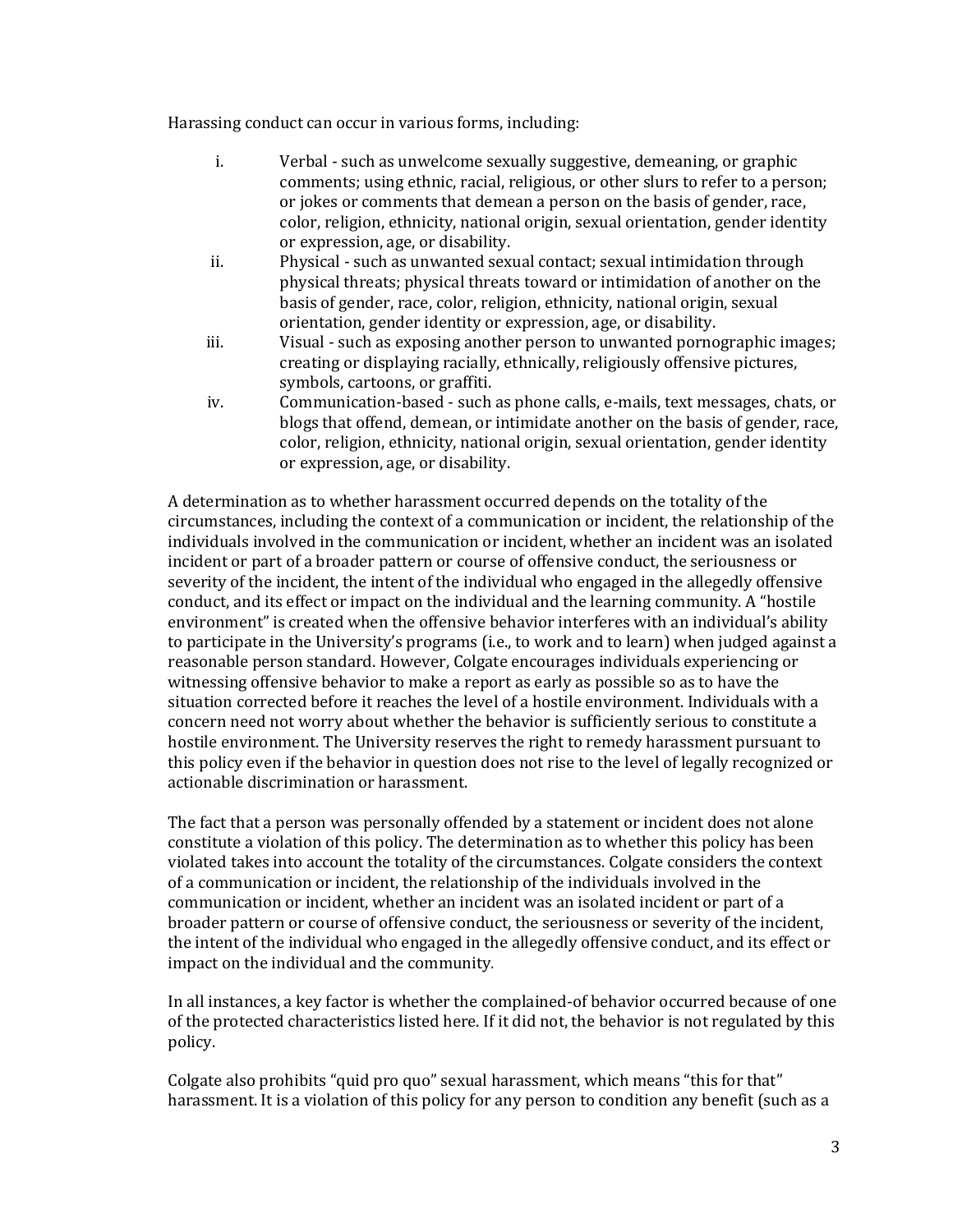Harassing conduct can occur in various forms, including:

i. Verbal - such as unwelcome sexually suggestive, demeaning, or graphic comments; using ethnic, racial, religious, or other slurs to refer to a person; or jokes or comments that demean a person on the basis of gender, race, color, religion, ethnicity, national origin, sexual orientation, gender identity or expression, age, or disability.

ii. Physical - such as unwanted sexual contact; sexual intimidation through physical threats; physical threats toward or intimidation of another on the basis of gender, race, color, religion, ethnicity, national origin, sexual orientation, gender identity or expression, age, or disability.

iii. Visual - such as exposing another person to unwanted pornographic images; creating or displaying racially, ethnically, religiously offensive pictures, symbols, cartoons, or graffiti.

iv. Communication-based - such as phone calls, e-mails, text messages, chats, or blogs that offend, demean, or intimidate another on the basis of gender, race, color, religion, ethnicity, national origin, sexual orientation, gender identity or expression, age, or disability.

A determination as to whether harassment occurred depends on the totality of the circumstances, including the context of a communication or incident, the relationship of the individuals involved in the communication or incident, whether an incident was an isolated incident or part of a broader pattern or course of offensive conduct, the seriousness or severity of the incident, the intent of the individual who engaged in the allegedly offensive conduct, and its effect or impact on the individual and the learning community. A "hostile environment" is created when the offensive behavior interferes with an individual's ability to participate in the University's programs (i.e., to work and to learn) when judged against a reasonable person standard. However, Colgate encourages individuals experiencing or witnessing offensive behavior to make a report as early as possible so as to have the situation corrected before it reaches the level of a hostile environment. Individuals with a concern need not worry about whether the behavior is sufficiently serious to constitute a hostile environment. The University reserves the right to remedy harassment pursuant to this policy even if the behavior in question does not rise to the level of legally recognized or actionable discrimination or harassment.

The fact that a person was personally offended by a statement or incident does not alone constitute a violation of this policy. The determination as to whether this policy has been violated takes into account the totality of the circumstances. Colgate considers the context of a communication or incident, the relationship of the individuals involved in the communication or incident, whether an incident was an isolated incident or part of a broader pattern or course of offensive conduct, the seriousness or severity of the incident, the intent of the individual who engaged in the allegedly offensive conduct, and its effect or impact on the individual and the community.

In all instances, a key factor is whether the complained-of behavior occurred because of one of the protected characteristics listed here. If it did not, the behavior is not regulated by this policy.

Colgate also prohibits "quid pro quo" sexual harassment, which means "this for that" harassment. It is a violation of this policy for any person to condition any benefit (such as a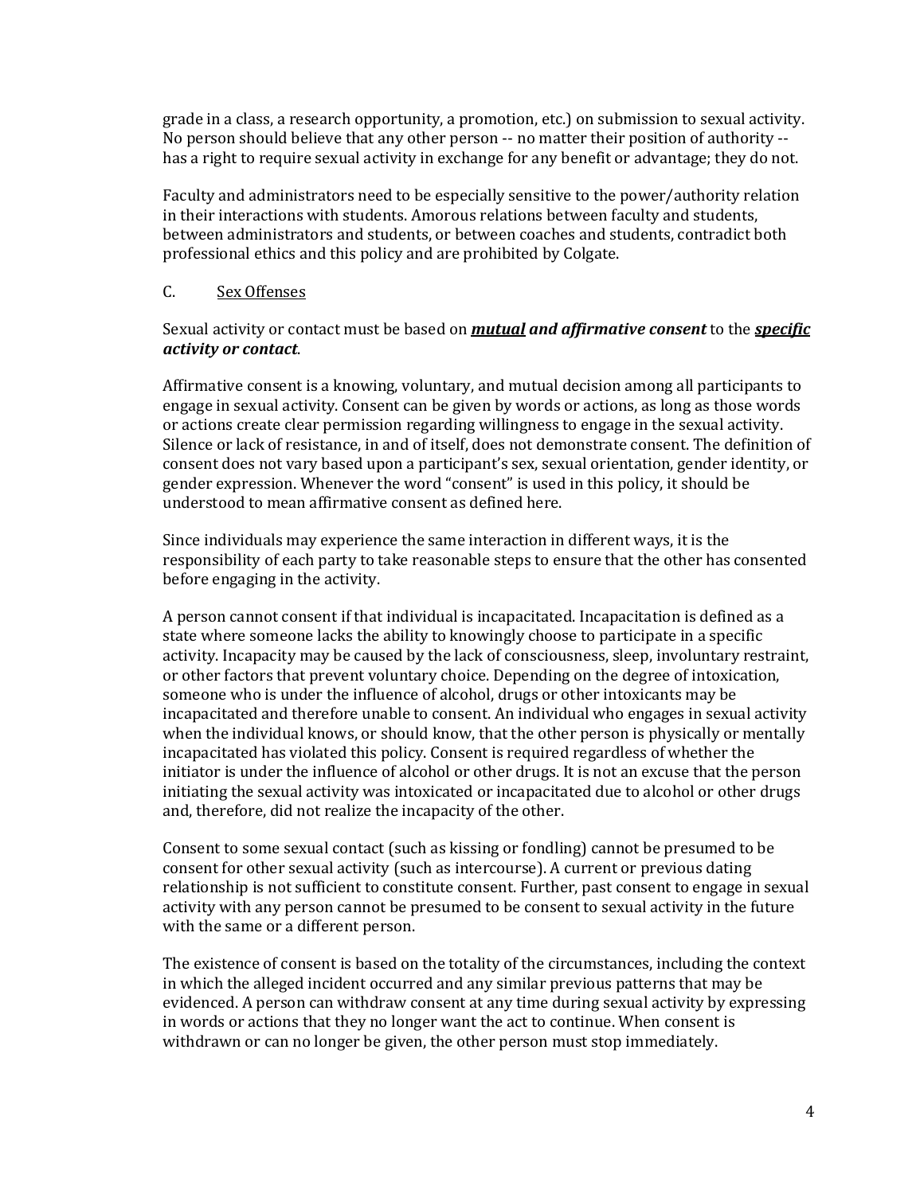grade in a class, a research opportunity, a promotion, etc.) on submission to sexual activity. No person should believe that any other person -- no matter their position of authority -- has a right to require sexual activity in exchange for any benefit or advantage; they do not.

Faculty and administrators need to be especially sensitive to the power/authority relation in their interactions with students. Amorous relations between faculty and students, between administrators and students, or between coaches and students, contradict both professional ethics and this policy and are prohibited by Colgate.

C. Sex Offenses

Sexual activity or contact must be based on ***mutual and affirmative consent*** to the ***specific activity or contact***.

Affirmative consent is a knowing, voluntary, and mutual decision among all participants to engage in sexual activity. Consent can be given by words or actions, as long as those words or actions create clear permission regarding willingness to engage in the sexual activity. Silence or lack of resistance, in and of itself, does not demonstrate consent. The definition of consent does not vary based upon a participant's sex, sexual orientation, gender identity, or gender expression. Whenever the word "consent" is used in this policy, it should be understood to mean affirmative consent as defined here.

Since individuals may experience the same interaction in different ways, it is the responsibility of each party to take reasonable steps to ensure that the other has consented before engaging in the activity.

A person cannot consent if that individual is incapacitated. Incapacitation is defined as a state where someone lacks the ability to knowingly choose to participate in a specific activity. Incapacity may be caused by the lack of consciousness, sleep, involuntary restraint, or other factors that prevent voluntary choice. Depending on the degree of intoxication, someone who is under the influence of alcohol, drugs or other intoxicants may be incapacitated and therefore unable to consent. An individual who engages in sexual activity when the individual knows, or should know, that the other person is physically or mentally incapacitated has violated this policy. Consent is required regardless of whether the initiator is under the influence of alcohol or other drugs. It is not an excuse that the person initiating the sexual activity was intoxicated or incapacitated due to alcohol or other drugs and, therefore, did not realize the incapacity of the other.

Consent to some sexual contact (such as kissing or fondling) cannot be presumed to be consent for other sexual activity (such as intercourse). A current or previous dating relationship is not sufficient to constitute consent. Further, past consent to engage in sexual activity with any person cannot be presumed to be consent to sexual activity in the future with the same or a different person.

The existence of consent is based on the totality of the circumstances, including the context in which the alleged incident occurred and any similar previous patterns that may be evidenced. A person can withdraw consent at any time during sexual activity by expressing in words or actions that they no longer want the act to continue. When consent is withdrawn or can no longer be given, the other person must stop immediately.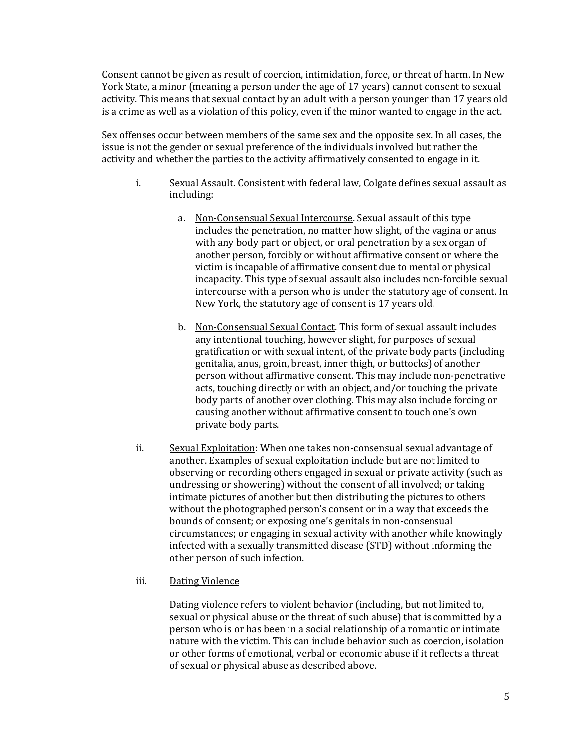Consent cannot be given as result of coercion, intimidation, force, or threat of harm. In New York State, a minor (meaning a person under the age of 17 years) cannot consent to sexual activity. This means that sexual contact by an adult with a person younger than 17 years old is a crime as well as a violation of this policy, even if the minor wanted to engage in the act.

Sex offenses occur between members of the same sex and the opposite sex. In all cases, the issue is not the gender or sexual preference of the individuals involved but rather the activity and whether the parties to the activity affirmatively consented to engage in it.

i. <u>Sexual Assault</u>. Consistent with federal law, Colgate defines sexual assault as including:

   a. <u>Non-Consensual Sexual Intercourse</u>. Sexual assault of this type includes the penetration, no matter how slight, of the vagina or anus with any body part or object, or oral penetration by a sex organ of another person, forcibly or without affirmative consent or where the victim is incapable of affirmative consent due to mental or physical incapacity. This type of sexual assault also includes non-forcible sexual intercourse with a person who is under the statutory age of consent. In New York, the statutory age of consent is 17 years old.

   b. <u>Non-Consensual Sexual Contact</u>. This form of sexual assault includes any intentional touching, however slight, for purposes of sexual gratification or with sexual intent, of the private body parts (including genitalia, anus, groin, breast, inner thigh, or buttocks) of another person without affirmative consent. This may include non-penetrative acts, touching directly or with an object, and/or touching the private body parts of another over clothing. This may also include forcing or causing another without affirmative consent to touch one's own private body parts.

ii. <u>Sexual Exploitation</u>: When one takes non-consensual sexual advantage of another. Examples of sexual exploitation include but are not limited to observing or recording others engaged in sexual or private activity (such as undressing or showering) without the consent of all involved; or taking intimate pictures of another but then distributing the pictures to others without the photographed person's consent or in a way that exceeds the bounds of consent; or exposing one's genitals in non-consensual circumstances; or engaging in sexual activity with another while knowingly infected with a sexually transmitted disease (STD) without informing the other person of such infection.

iii. <u>Dating Violence</u>

   Dating violence refers to violent behavior (including, but not limited to, sexual or physical abuse or the threat of such abuse) that is committed by a person who is or has been in a social relationship of a romantic or intimate nature with the victim. This can include behavior such as coercion, isolation or other forms of emotional, verbal or economic abuse if it reflects a threat of sexual or physical abuse as described above.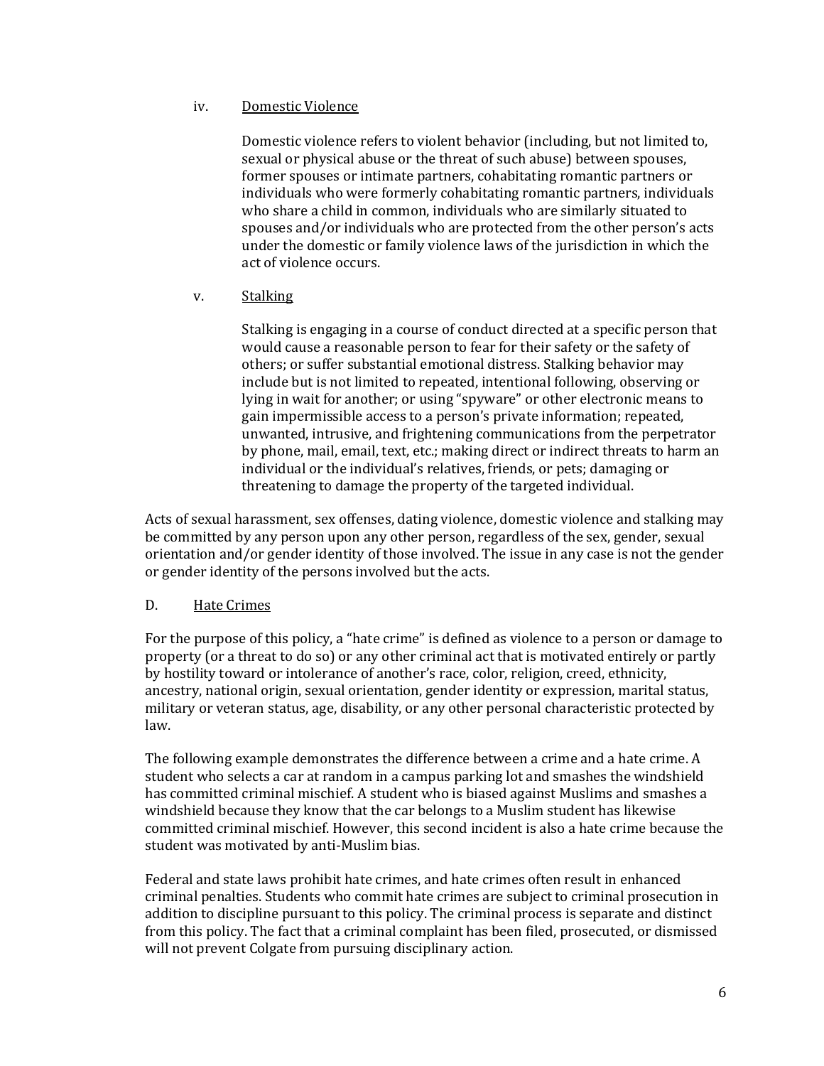iv. Domestic Violence

Domestic violence refers to violent behavior (including, but not limited to, sexual or physical abuse or the threat of such abuse) between spouses, former spouses or intimate partners, cohabitating romantic partners or individuals who were formerly cohabitating romantic partners, individuals who share a child in common, individuals who are similarly situated to spouses and/or individuals who are protected from the other person's acts under the domestic or family violence laws of the jurisdiction in which the act of violence occurs.

v. Stalking

Stalking is engaging in a course of conduct directed at a specific person that would cause a reasonable person to fear for their safety or the safety of others; or suffer substantial emotional distress. Stalking behavior may include but is not limited to repeated, intentional following, observing or lying in wait for another; or using "spyware" or other electronic means to gain impermissible access to a person's private information; repeated, unwanted, intrusive, and frightening communications from the perpetrator by phone, mail, email, text, etc.; making direct or indirect threats to harm an individual or the individual's relatives, friends, or pets; damaging or threatening to damage the property of the targeted individual.

Acts of sexual harassment, sex offenses, dating violence, domestic violence and stalking may be committed by any person upon any other person, regardless of the sex, gender, sexual orientation and/or gender identity of those involved. The issue in any case is not the gender or gender identity of the persons involved but the acts.

## D. Hate Crimes

For the purpose of this policy, a "hate crime" is defined as violence to a person or damage to property (or a threat to do so) or any other criminal act that is motivated entirely or partly by hostility toward or intolerance of another's race, color, religion, creed, ethnicity, ancestry, national origin, sexual orientation, gender identity or expression, marital status, military or veteran status, age, disability, or any other personal characteristic protected by law.

The following example demonstrates the difference between a crime and a hate crime. A student who selects a car at random in a campus parking lot and smashes the windshield has committed criminal mischief. A student who is biased against Muslims and smashes a windshield because they know that the car belongs to a Muslim student has likewise committed criminal mischief. However, this second incident is also a hate crime because the student was motivated by anti-Muslim bias.

Federal and state laws prohibit hate crimes, and hate crimes often result in enhanced criminal penalties. Students who commit hate crimes are subject to criminal prosecution in addition to discipline pursuant to this policy. The criminal process is separate and distinct from this policy. The fact that a criminal complaint has been filed, prosecuted, or dismissed will not prevent Colgate from pursuing disciplinary action.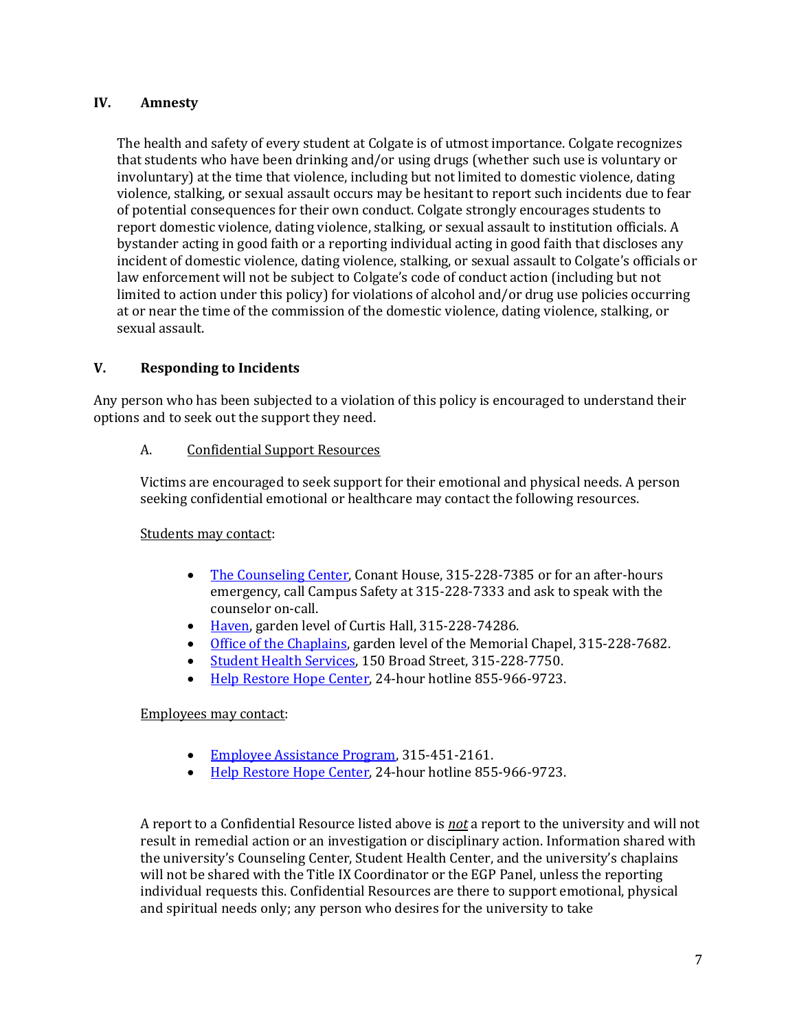## IV. Amnesty

The health and safety of every student at Colgate is of utmost importance. Colgate recognizes that students who have been drinking and/or using drugs (whether such use is voluntary or involuntary) at the time that violence, including but not limited to domestic violence, dating violence, stalking, or sexual assault occurs may be hesitant to report such incidents due to fear of potential consequences for their own conduct. Colgate strongly encourages students to report domestic violence, dating violence, stalking, or sexual assault to institution officials. A bystander acting in good faith or a reporting individual acting in good faith that discloses any incident of domestic violence, dating violence, stalking, or sexual assault to Colgate's officials or law enforcement will not be subject to Colgate's code of conduct action (including but not limited to action under this policy) for violations of alcohol and/or drug use policies occurring at or near the time of the commission of the domestic violence, dating violence, stalking, or sexual assault.

## V. Responding to Incidents

Any person who has been subjected to a violation of this policy is encouraged to understand their options and to seek out the support they need.

### A. Confidential Support Resources

Victims are encouraged to seek support for their emotional and physical needs. A person seeking confidential emotional or healthcare may contact the following resources.

Students may contact:

- The Counseling Center, Conant House, 315-228-7385 or for an after-hours emergency, call Campus Safety at 315-228-7333 and ask to speak with the counselor on-call.
- Haven, garden level of Curtis Hall, 315-228-74286.
- Office of the Chaplains, garden level of the Memorial Chapel, 315-228-7682.
- Student Health Services, 150 Broad Street, 315-228-7750.
- Help Restore Hope Center, 24-hour hotline 855-966-9723.

Employees may contact:

- Employee Assistance Program, 315-451-2161.
- Help Restore Hope Center, 24-hour hotline 855-966-9723.

A report to a Confidential Resource listed above is ***not*** a report to the university and will not result in remedial action or an investigation or disciplinary action. Information shared with the university's Counseling Center, Student Health Center, and the university's chaplains will not be shared with the Title IX Coordinator or the EGP Panel, unless the reporting individual requests this. Confidential Resources are there to support emotional, physical and spiritual needs only; any person who desires for the university to take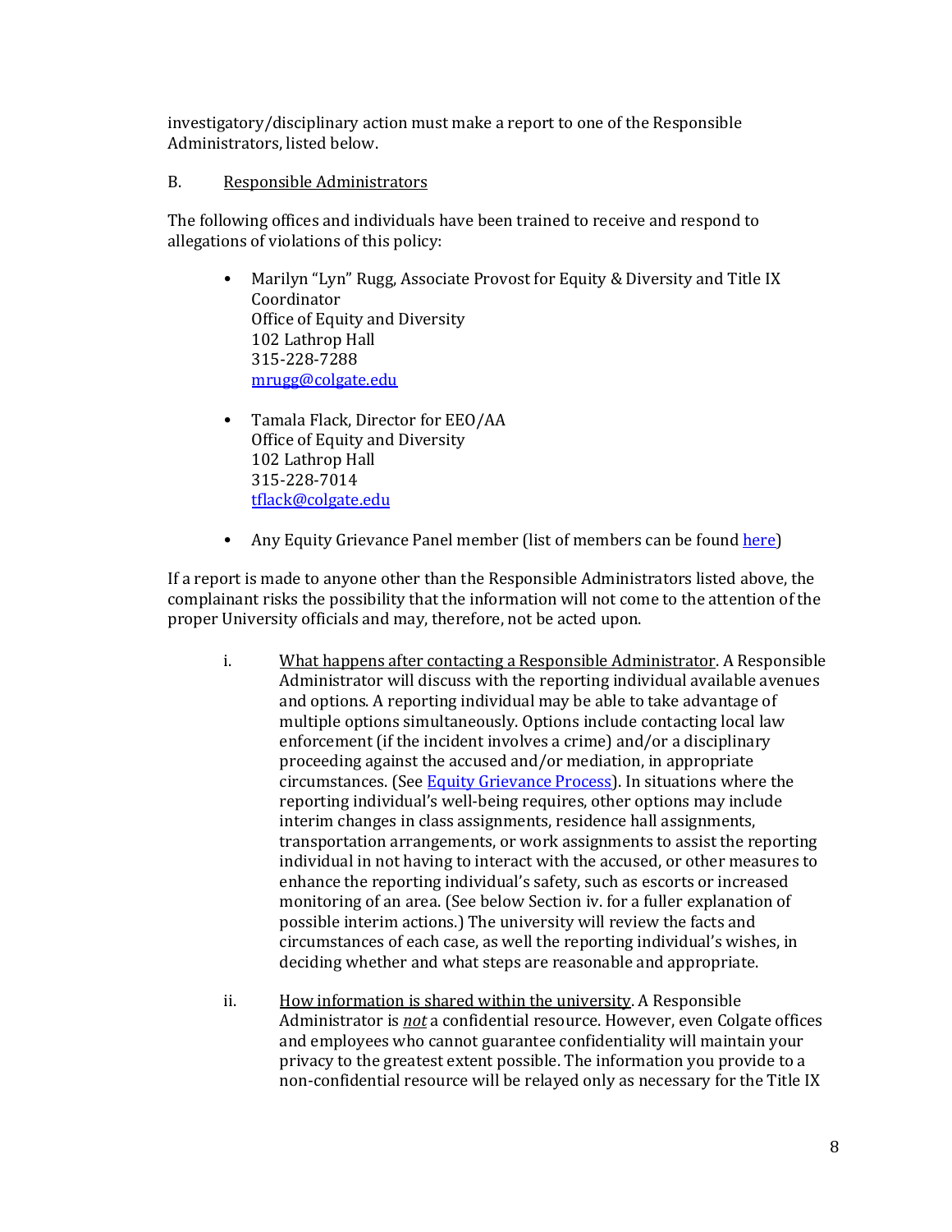investigatory/disciplinary action must make a report to one of the Responsible Administrators, listed below.

B. Responsible Administrators

The following offices and individuals have been trained to receive and respond to allegations of violations of this policy:

- Marilyn "Lyn" Rugg, Associate Provost for Equity & Diversity and Title IX Coordinator
  Office of Equity and Diversity
  102 Lathrop Hall
  315-228-7288
  mrugg@colgate.edu

- Tamala Flack, Director for EEO/AA
  Office of Equity and Diversity
  102 Lathrop Hall
  315-228-7014
  tflack@colgate.edu

- Any Equity Grievance Panel member (list of members can be found here)

If a report is made to anyone other than the Responsible Administrators listed above, the complainant risks the possibility that the information will not come to the attention of the proper University officials and may, therefore, not be acted upon.

i. What happens after contacting a Responsible Administrator. A Responsible Administrator will discuss with the reporting individual available avenues and options. A reporting individual may be able to take advantage of multiple options simultaneously. Options include contacting local law enforcement (if the incident involves a crime) and/or a disciplinary proceeding against the accused and/or mediation, in appropriate circumstances. (See Equity Grievance Process). In situations where the reporting individual's well-being requires, other options may include interim changes in class assignments, residence hall assignments, transportation arrangements, or work assignments to assist the reporting individual in not having to interact with the accused, or other measures to enhance the reporting individual's safety, such as escorts or increased monitoring of an area. (See below Section iv. for a fuller explanation of possible interim actions.) The university will review the facts and circumstances of each case, as well the reporting individual's wishes, in deciding whether and what steps are reasonable and appropriate.

ii. How information is shared within the university. A Responsible Administrator is *not* a confidential resource. However, even Colgate offices and employees who cannot guarantee confidentiality will maintain your privacy to the greatest extent possible. The information you provide to a non-confidential resource will be relayed only as necessary for the Title IX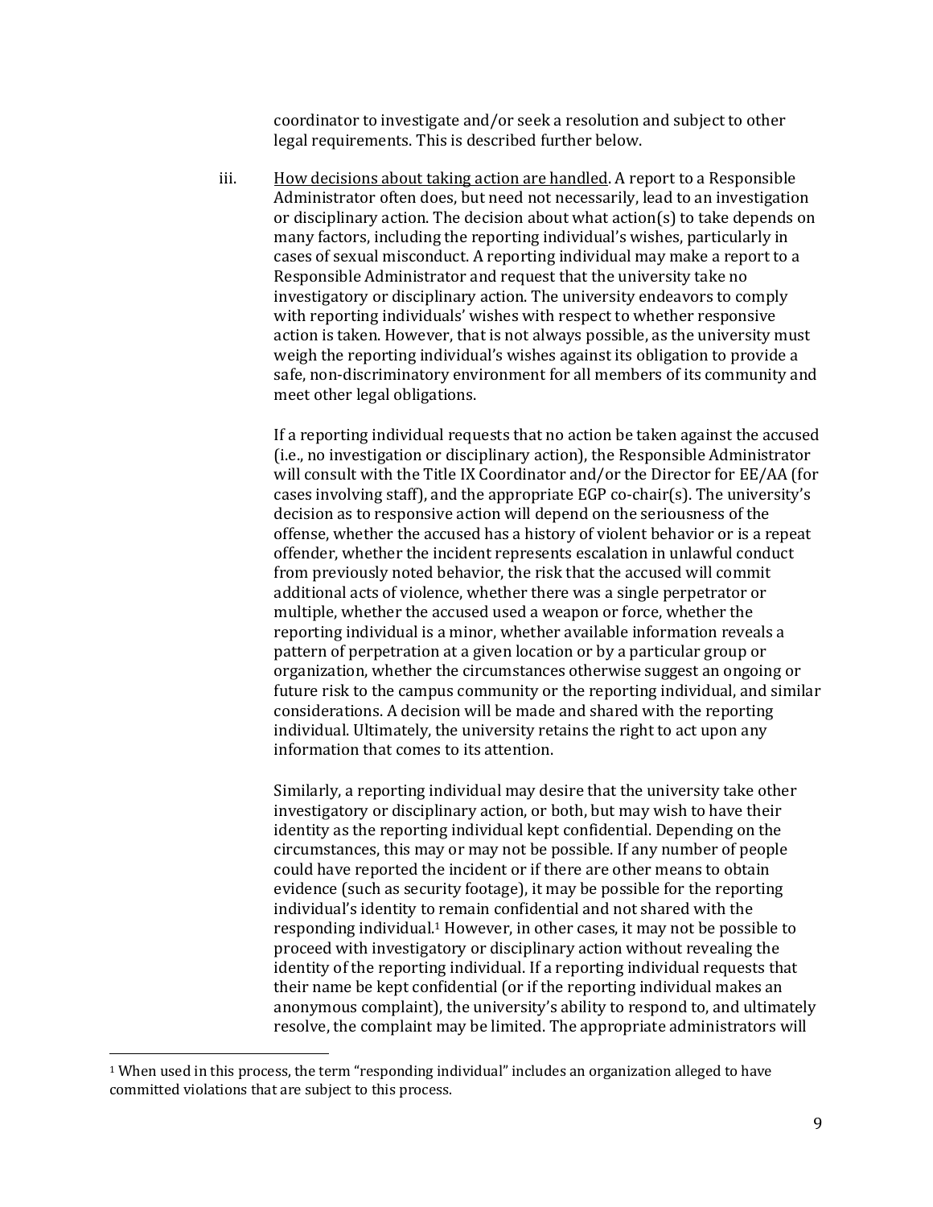coordinator to investigate and/or seek a resolution and subject to other legal requirements. This is described further below.

iii. <u>How decisions about taking action are handled</u>. A report to a Responsible Administrator often does, but need not necessarily, lead to an investigation or disciplinary action. The decision about what action(s) to take depends on many factors, including the reporting individual's wishes, particularly in cases of sexual misconduct. A reporting individual may make a report to a Responsible Administrator and request that the university take no investigatory or disciplinary action. The university endeavors to comply with reporting individuals' wishes with respect to whether responsive action is taken. However, that is not always possible, as the university must weigh the reporting individual's wishes against its obligation to provide a safe, non-discriminatory environment for all members of its community and meet other legal obligations.

If a reporting individual requests that no action be taken against the accused (i.e., no investigation or disciplinary action), the Responsible Administrator will consult with the Title IX Coordinator and/or the Director for EE/AA (for cases involving staff), and the appropriate EGP co-chair(s). The university's decision as to responsive action will depend on the seriousness of the offense, whether the accused has a history of violent behavior or is a repeat offender, whether the incident represents escalation in unlawful conduct from previously noted behavior, the risk that the accused will commit additional acts of violence, whether there was a single perpetrator or multiple, whether the accused used a weapon or force, whether the reporting individual is a minor, whether available information reveals a pattern of perpetration at a given location or by a particular group or organization, whether the circumstances otherwise suggest an ongoing or future risk to the campus community or the reporting individual, and similar considerations. A decision will be made and shared with the reporting individual. Ultimately, the university retains the right to act upon any information that comes to its attention.

Similarly, a reporting individual may desire that the university take other investigatory or disciplinary action, or both, but may wish to have their identity as the reporting individual kept confidential. Depending on the circumstances, this may or may not be possible. If any number of people could have reported the incident or if there are other means to obtain evidence (such as security footage), it may be possible for the reporting individual's identity to remain confidential and not shared with the responding individual.[1] However, in other cases, it may not be possible to proceed with investigatory or disciplinary action without revealing the identity of the reporting individual. If a reporting individual requests that their name be kept confidential (or if the reporting individual makes an anonymous complaint), the university's ability to respond to, and ultimately resolve, the complaint may be limited. The appropriate administrators will

[1] When used in this process, the term "responding individual" includes an organization alleged to have committed violations that are subject to this process.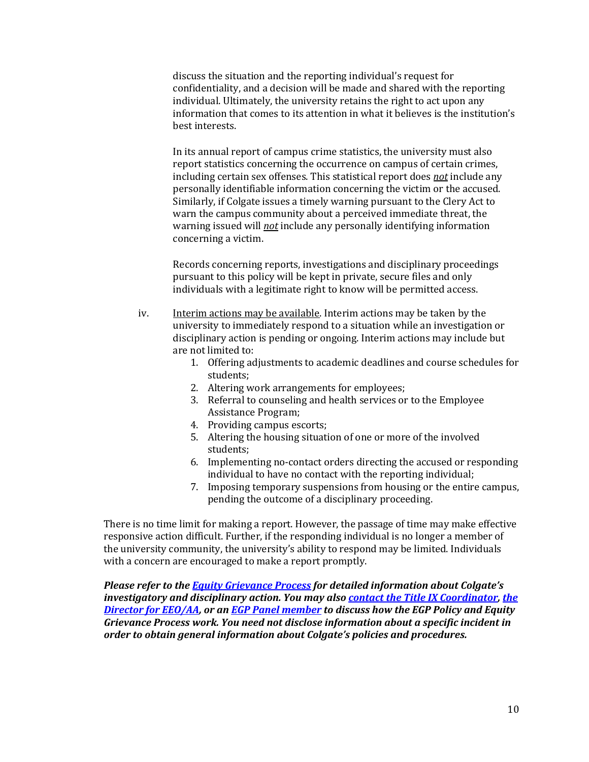discuss the situation and the reporting individual's request for confidentiality, and a decision will be made and shared with the reporting individual. Ultimately, the university retains the right to act upon any information that comes to its attention in what it believes is the institution's best interests.

In its annual report of campus crime statistics, the university must also report statistics concerning the occurrence on campus of certain crimes, including certain sex offenses. This statistical report does ***not*** include any personally identifiable information concerning the victim or the accused. Similarly, if Colgate issues a timely warning pursuant to the Clery Act to warn the campus community about a perceived immediate threat, the warning issued will ***not*** include any personally identifying information concerning a victim.

Records concerning reports, investigations and disciplinary proceedings pursuant to this policy will be kept in private, secure files and only individuals with a legitimate right to know will be permitted access.

iv. Interim actions may be available. Interim actions may be taken by the university to immediately respond to a situation while an investigation or disciplinary action is pending or ongoing. Interim actions may include but are not limited to:

1. Offering adjustments to academic deadlines and course schedules for students;
2. Altering work arrangements for employees;
3. Referral to counseling and health services or to the Employee Assistance Program;
4. Providing campus escorts;
5. Altering the housing situation of one or more of the involved students;
6. Implementing no-contact orders directing the accused or responding individual to have no contact with the reporting individual;
7. Imposing temporary suspensions from housing or the entire campus, pending the outcome of a disciplinary proceeding.

There is no time limit for making a report. However, the passage of time may make effective responsive action difficult. Further, if the responding individual is no longer a member of the university community, the university's ability to respond may be limited. Individuals with a concern are encouraged to make a report promptly.

***Please refer to the Equity Grievance Process for detailed information about Colgate's investigatory and disciplinary action. You may also contact the Title IX Coordinator, the Director for EEO/AA, or an EGP Panel member to discuss how the EGP Policy and Equity Grievance Process work. You need not disclose information about a specific incident in order to obtain general information about Colgate's policies and procedures.***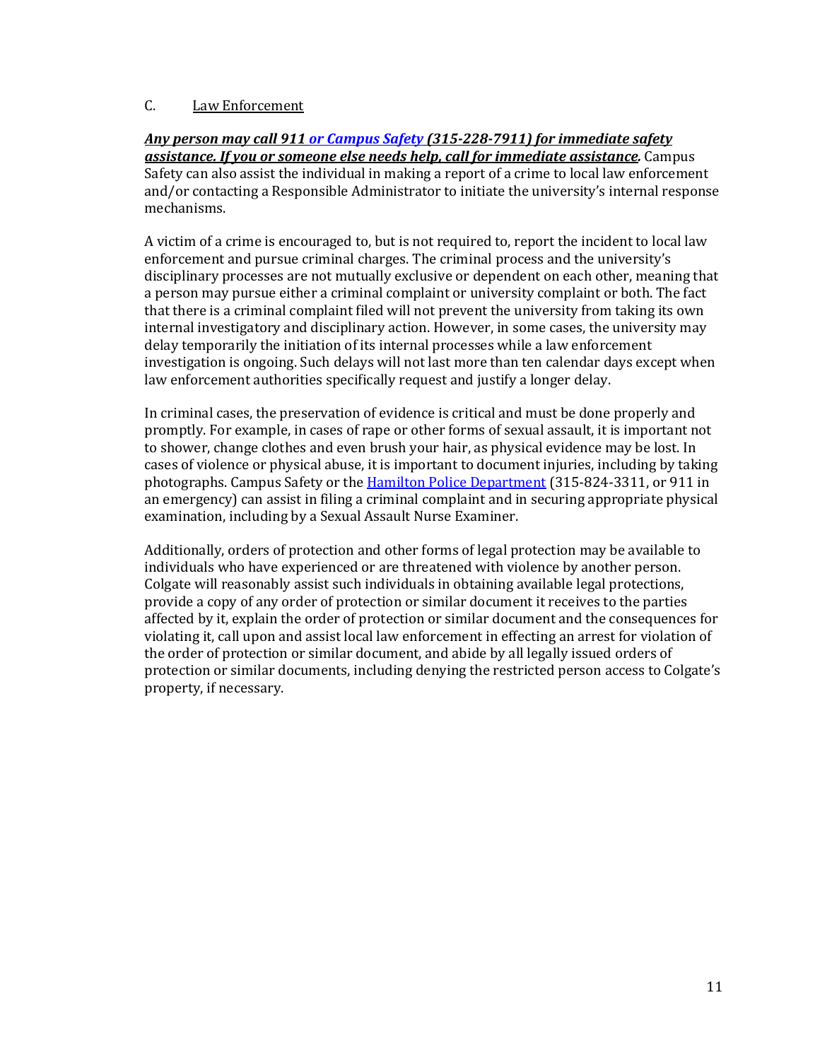C. Law Enforcement

***Any person may call 911 or Campus Safety (315-228-7911) for immediate safety assistance. If you or someone else needs help, call for immediate assistance.*** Campus Safety can also assist the individual in making a report of a crime to local law enforcement and/or contacting a Responsible Administrator to initiate the university's internal response mechanisms.

A victim of a crime is encouraged to, but is not required to, report the incident to local law enforcement and pursue criminal charges. The criminal process and the university's disciplinary processes are not mutually exclusive or dependent on each other, meaning that a person may pursue either a criminal complaint or university complaint or both. The fact that there is a criminal complaint filed will not prevent the university from taking its own internal investigatory and disciplinary action. However, in some cases, the university may delay temporarily the initiation of its internal processes while a law enforcement investigation is ongoing. Such delays will not last more than ten calendar days except when law enforcement authorities specifically request and justify a longer delay.

In criminal cases, the preservation of evidence is critical and must be done properly and promptly. For example, in cases of rape or other forms of sexual assault, it is important not to shower, change clothes and even brush your hair, as physical evidence may be lost. In cases of violence or physical abuse, it is important to document injuries, including by taking photographs. Campus Safety or the Hamilton Police Department (315-824-3311, or 911 in an emergency) can assist in filing a criminal complaint and in securing appropriate physical examination, including by a Sexual Assault Nurse Examiner.

Additionally, orders of protection and other forms of legal protection may be available to individuals who have experienced or are threatened with violence by another person. Colgate will reasonably assist such individuals in obtaining available legal protections, provide a copy of any order of protection or similar document it receives to the parties affected by it, explain the order of protection or similar document and the consequences for violating it, call upon and assist local law enforcement in effecting an arrest for violation of the order of protection or similar document, and abide by all legally issued orders of protection or similar documents, including denying the restricted person access to Colgate's property, if necessary.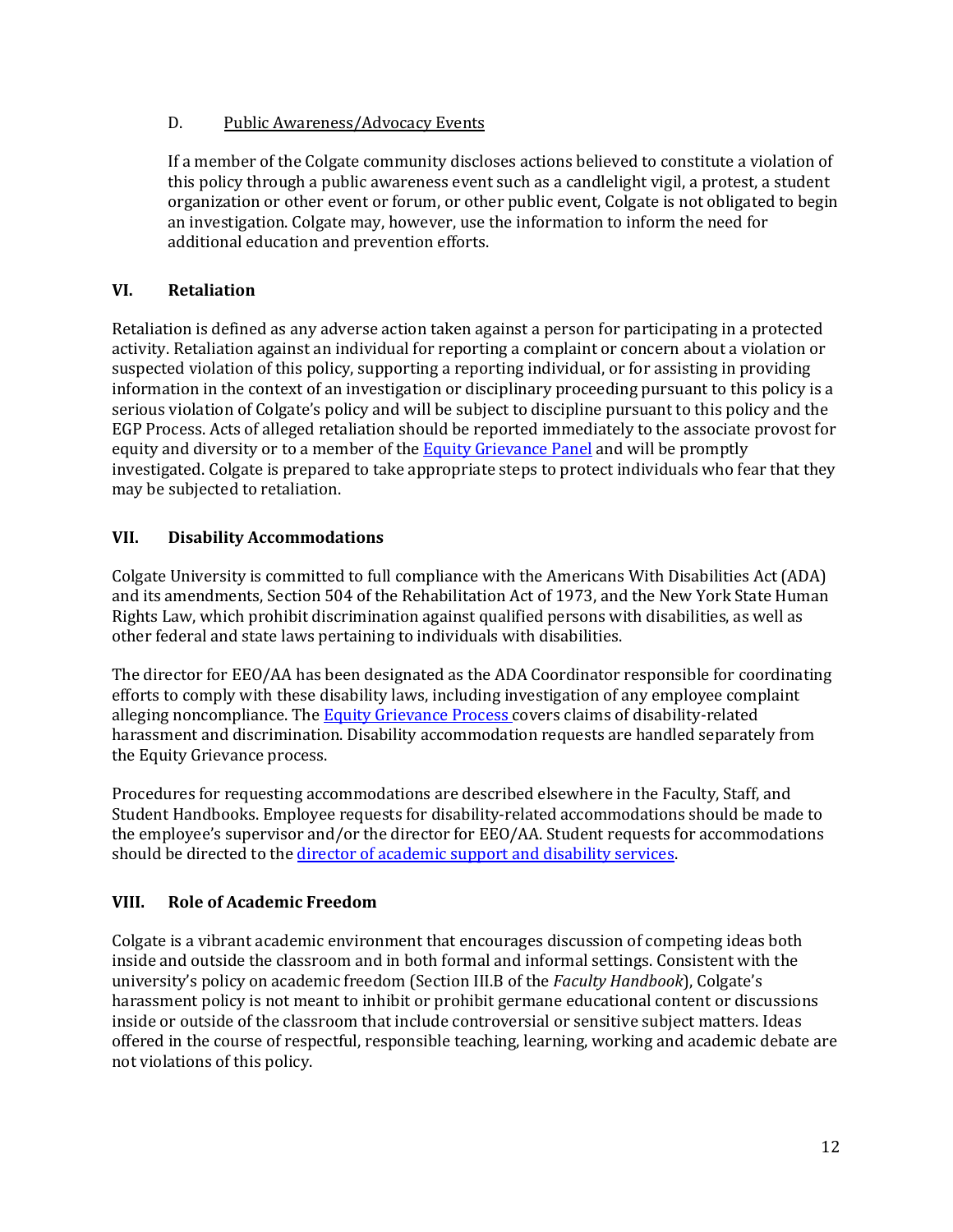### D. Public Awareness/Advocacy Events

If a member of the Colgate community discloses actions believed to constitute a violation of this policy through a public awareness event such as a candlelight vigil, a protest, a student organization or other event or forum, or other public event, Colgate is not obligated to begin an investigation. Colgate may, however, use the information to inform the need for additional education and prevention efforts.

## VI. Retaliation

Retaliation is defined as any adverse action taken against a person for participating in a protected activity. Retaliation against an individual for reporting a complaint or concern about a violation or suspected violation of this policy, supporting a reporting individual, or for assisting in providing information in the context of an investigation or disciplinary proceeding pursuant to this policy is a serious violation of Colgate's policy and will be subject to discipline pursuant to this policy and the EGP Process. Acts of alleged retaliation should be reported immediately to the associate provost for equity and diversity or to a member of the Equity Grievance Panel and will be promptly investigated. Colgate is prepared to take appropriate steps to protect individuals who fear that they may be subjected to retaliation.

## VII. Disability Accommodations

Colgate University is committed to full compliance with the Americans With Disabilities Act (ADA) and its amendments, Section 504 of the Rehabilitation Act of 1973, and the New York State Human Rights Law, which prohibit discrimination against qualified persons with disabilities, as well as other federal and state laws pertaining to individuals with disabilities.

The director for EEO/AA has been designated as the ADA Coordinator responsible for coordinating efforts to comply with these disability laws, including investigation of any employee complaint alleging noncompliance. The Equity Grievance Process covers claims of disability-related harassment and discrimination. Disability accommodation requests are handled separately from the Equity Grievance process.

Procedures for requesting accommodations are described elsewhere in the Faculty, Staff, and Student Handbooks. Employee requests for disability-related accommodations should be made to the employee's supervisor and/or the director for EEO/AA. Student requests for accommodations should be directed to the director of academic support and disability services.

## VIII. Role of Academic Freedom

Colgate is a vibrant academic environment that encourages discussion of competing ideas both inside and outside the classroom and in both formal and informal settings. Consistent with the university's policy on academic freedom (Section III.B of the *Faculty Handbook*), Colgate's harassment policy is not meant to inhibit or prohibit germane educational content or discussions inside or outside of the classroom that include controversial or sensitive subject matters. Ideas offered in the course of respectful, responsible teaching, learning, working and academic debate are not violations of this policy.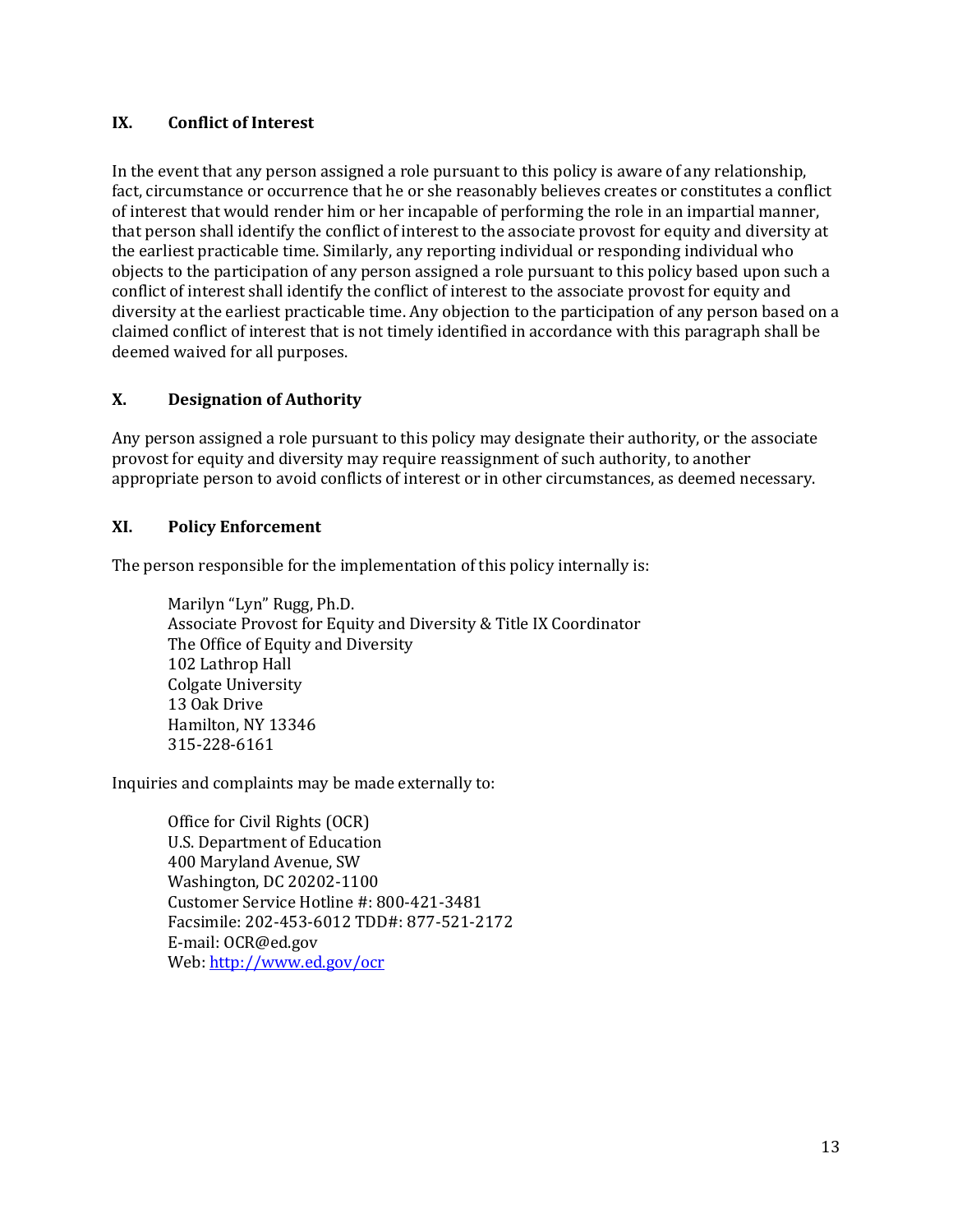## IX. Conflict of Interest

In the event that any person assigned a role pursuant to this policy is aware of any relationship, fact, circumstance or occurrence that he or she reasonably believes creates or constitutes a conflict of interest that would render him or her incapable of performing the role in an impartial manner, that person shall identify the conflict of interest to the associate provost for equity and diversity at the earliest practicable time. Similarly, any reporting individual or responding individual who objects to the participation of any person assigned a role pursuant to this policy based upon such a conflict of interest shall identify the conflict of interest to the associate provost for equity and diversity at the earliest practicable time. Any objection to the participation of any person based on a claimed conflict of interest that is not timely identified in accordance with this paragraph shall be deemed waived for all purposes.

## X. Designation of Authority

Any person assigned a role pursuant to this policy may designate their authority, or the associate provost for equity and diversity may require reassignment of such authority, to another appropriate person to avoid conflicts of interest or in other circumstances, as deemed necessary.

## XI. Policy Enforcement

The person responsible for the implementation of this policy internally is:

> Marilyn "Lyn" Rugg, Ph.D.
> Associate Provost for Equity and Diversity & Title IX Coordinator
> The Office of Equity and Diversity
> 102 Lathrop Hall
> Colgate University
> 13 Oak Drive
> Hamilton, NY 13346
> 315-228-6161

Inquiries and complaints may be made externally to:

> Office for Civil Rights (OCR)
> U.S. Department of Education
> 400 Maryland Avenue, SW
> Washington, DC 20202-1100
> Customer Service Hotline #: 800-421-3481
> Facsimile: 202-453-6012 TDD#: 877-521-2172
> E-mail: OCR@ed.gov
> Web: [http://www.ed.gov/ocr](http://www.ed.gov/ocr)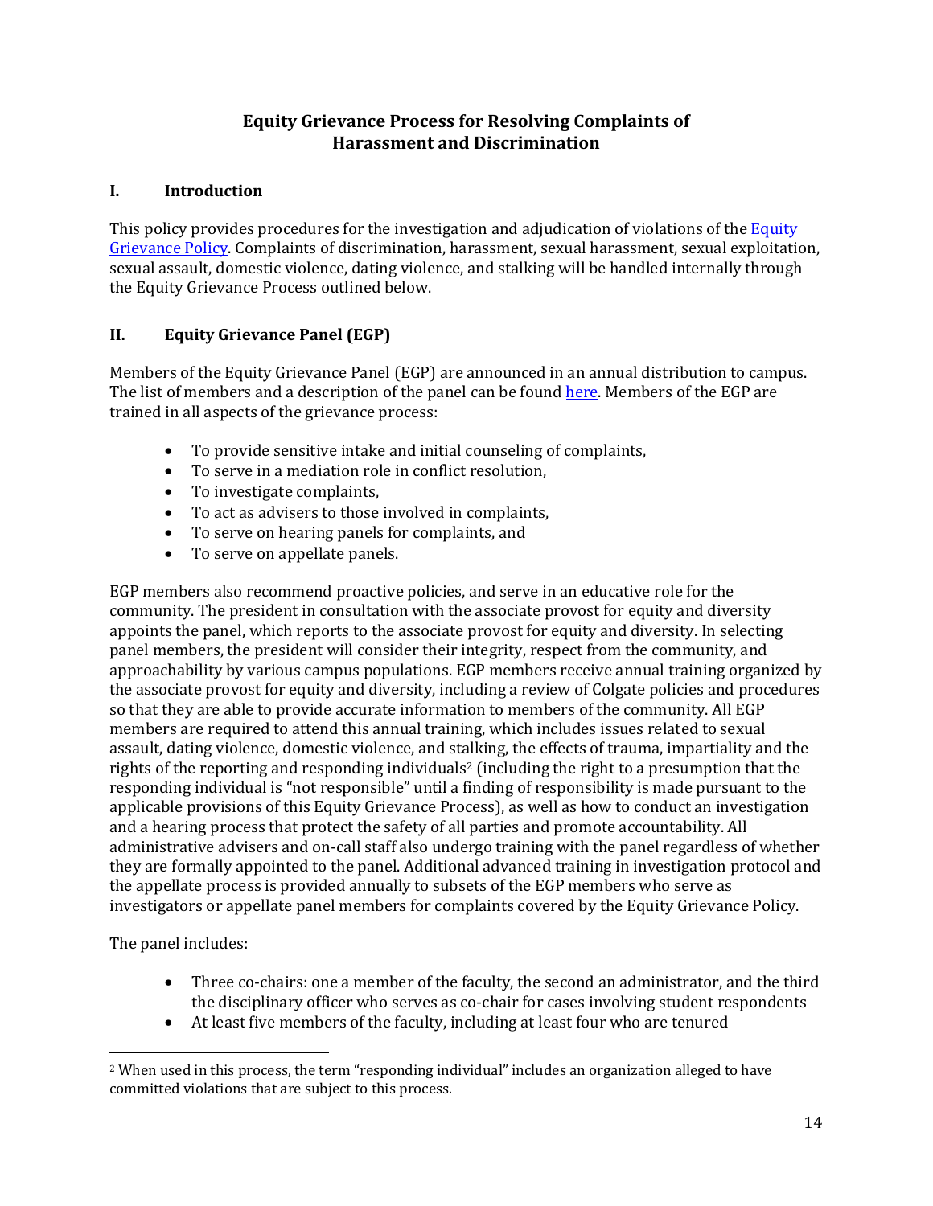## Equity Grievance Process for Resolving Complaints of Harassment and Discrimination

### I. Introduction

This policy provides procedures for the investigation and adjudication of violations of the [Equity Grievance Policy](). Complaints of discrimination, harassment, sexual harassment, sexual exploitation, sexual assault, domestic violence, dating violence, and stalking will be handled internally through the Equity Grievance Process outlined below.

### II. Equity Grievance Panel (EGP)

Members of the Equity Grievance Panel (EGP) are announced in an annual distribution to campus. The list of members and a description of the panel can be found [here](). Members of the EGP are trained in all aspects of the grievance process:

- To provide sensitive intake and initial counseling of complaints,
- To serve in a mediation role in conflict resolution,
- To investigate complaints,
- To act as advisers to those involved in complaints,
- To serve on hearing panels for complaints, and
- To serve on appellate panels.

EGP members also recommend proactive policies, and serve in an educative role for the community. The president in consultation with the associate provost for equity and diversity appoints the panel, which reports to the associate provost for equity and diversity. In selecting panel members, the president will consider their integrity, respect from the community, and approachability by various campus populations. EGP members receive annual training organized by the associate provost for equity and diversity, including a review of Colgate policies and procedures so that they are able to provide accurate information to members of the community. All EGP members are required to attend this annual training, which includes issues related to sexual assault, dating violence, domestic violence, and stalking, the effects of trauma, impartiality and the rights of the reporting and responding individuals[2] (including the right to a presumption that the responding individual is "not responsible" until a finding of responsibility is made pursuant to the applicable provisions of this Equity Grievance Process), as well as how to conduct an investigation and a hearing process that protect the safety of all parties and promote accountability. All administrative advisers and on-call staff also undergo training with the panel regardless of whether they are formally appointed to the panel. Additional advanced training in investigation protocol and the appellate process is provided annually to subsets of the EGP members who serve as investigators or appellate panel members for complaints covered by the Equity Grievance Policy.

The panel includes:

- Three co-chairs: one a member of the faculty, the second an administrator, and the third the disciplinary officer who serves as co-chair for cases involving student respondents
- At least five members of the faculty, including at least four who are tenured

[2] When used in this process, the term "responding individual" includes an organization alleged to have committed violations that are subject to this process.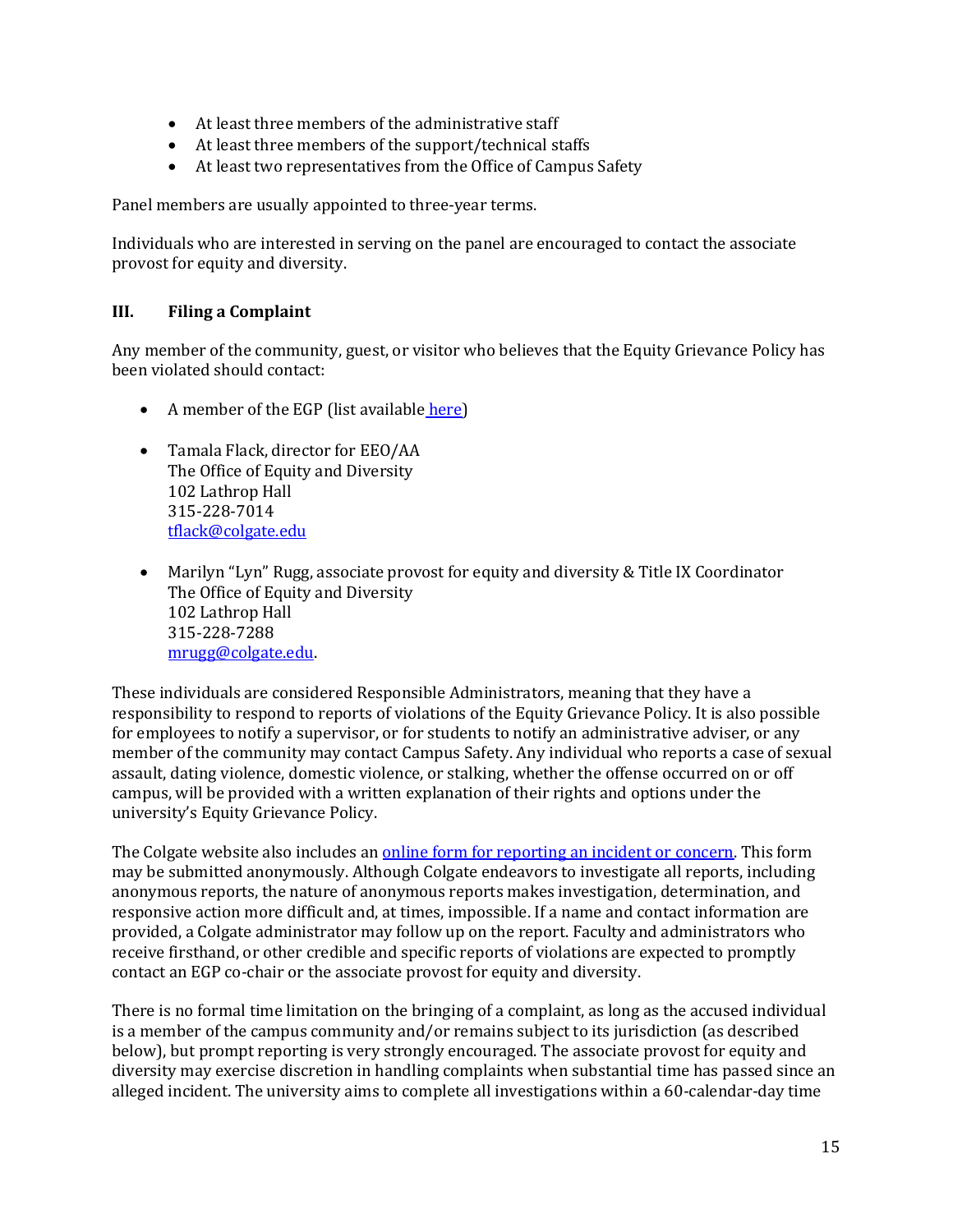- At least three members of the administrative staff
- At least three members of the support/technical staffs
- At least two representatives from the Office of Campus Safety

Panel members are usually appointed to three-year terms.

Individuals who are interested in serving on the panel are encouraged to contact the associate provost for equity and diversity.

## III. Filing a Complaint

Any member of the community, guest, or visitor who believes that the Equity Grievance Policy has been violated should contact:

- A member of the EGP (list available [here](#))

- Tamala Flack, director for EEO/AA
  The Office of Equity and Diversity
  102 Lathrop Hall
  315-228-7014
  [tflack@colgate.edu](mailto:tflack@colgate.edu)

- Marilyn "Lyn" Rugg, associate provost for equity and diversity & Title IX Coordinator
  The Office of Equity and Diversity
  102 Lathrop Hall
  315-228-7288
  [mrugg@colgate.edu](mailto:mrugg@colgate.edu).

These individuals are considered Responsible Administrators, meaning that they have a responsibility to respond to reports of violations of the Equity Grievance Policy. It is also possible for employees to notify a supervisor, or for students to notify an administrative adviser, or any member of the community may contact Campus Safety. Any individual who reports a case of sexual assault, dating violence, domestic violence, or stalking, whether the offense occurred on or off campus, will be provided with a written explanation of their rights and options under the university's Equity Grievance Policy.

The Colgate website also includes an [online form for reporting an incident or concern](#). This form may be submitted anonymously. Although Colgate endeavors to investigate all reports, including anonymous reports, the nature of anonymous reports makes investigation, determination, and responsive action more difficult and, at times, impossible. If a name and contact information are provided, a Colgate administrator may follow up on the report. Faculty and administrators who receive firsthand, or other credible and specific reports of violations are expected to promptly contact an EGP co-chair or the associate provost for equity and diversity.

There is no formal time limitation on the bringing of a complaint, as long as the accused individual is a member of the campus community and/or remains subject to its jurisdiction (as described below), but prompt reporting is very strongly encouraged. The associate provost for equity and diversity may exercise discretion in handling complaints when substantial time has passed since an alleged incident. The university aims to complete all investigations within a 60-calendar-day time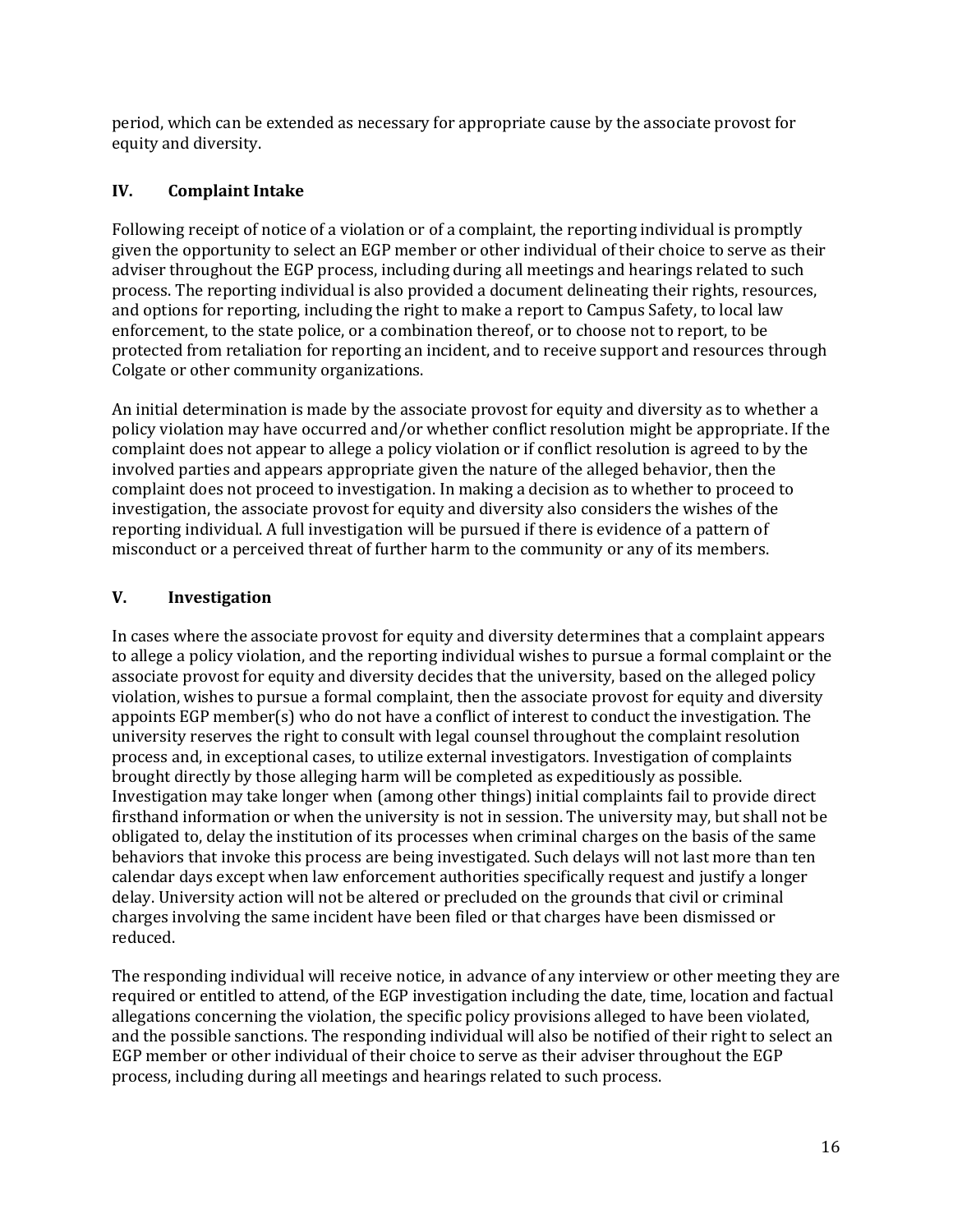period, which can be extended as necessary for appropriate cause by the associate provost for equity and diversity.

## IV. Complaint Intake

Following receipt of notice of a violation or of a complaint, the reporting individual is promptly given the opportunity to select an EGP member or other individual of their choice to serve as their adviser throughout the EGP process, including during all meetings and hearings related to such process. The reporting individual is also provided a document delineating their rights, resources, and options for reporting, including the right to make a report to Campus Safety, to local law enforcement, to the state police, or a combination thereof, or to choose not to report, to be protected from retaliation for reporting an incident, and to receive support and resources through Colgate or other community organizations.

An initial determination is made by the associate provost for equity and diversity as to whether a policy violation may have occurred and/or whether conflict resolution might be appropriate. If the complaint does not appear to allege a policy violation or if conflict resolution is agreed to by the involved parties and appears appropriate given the nature of the alleged behavior, then the complaint does not proceed to investigation. In making a decision as to whether to proceed to investigation, the associate provost for equity and diversity also considers the wishes of the reporting individual. A full investigation will be pursued if there is evidence of a pattern of misconduct or a perceived threat of further harm to the community or any of its members.

## V. Investigation

In cases where the associate provost for equity and diversity determines that a complaint appears to allege a policy violation, and the reporting individual wishes to pursue a formal complaint or the associate provost for equity and diversity decides that the university, based on the alleged policy violation, wishes to pursue a formal complaint, then the associate provost for equity and diversity appoints EGP member(s) who do not have a conflict of interest to conduct the investigation. The university reserves the right to consult with legal counsel throughout the complaint resolution process and, in exceptional cases, to utilize external investigators. Investigation of complaints brought directly by those alleging harm will be completed as expeditiously as possible. Investigation may take longer when (among other things) initial complaints fail to provide direct firsthand information or when the university is not in session. The university may, but shall not be obligated to, delay the institution of its processes when criminal charges on the basis of the same behaviors that invoke this process are being investigated. Such delays will not last more than ten calendar days except when law enforcement authorities specifically request and justify a longer delay. University action will not be altered or precluded on the grounds that civil or criminal charges involving the same incident have been filed or that charges have been dismissed or reduced.

The responding individual will receive notice, in advance of any interview or other meeting they are required or entitled to attend, of the EGP investigation including the date, time, location and factual allegations concerning the violation, the specific policy provisions alleged to have been violated, and the possible sanctions. The responding individual will also be notified of their right to select an EGP member or other individual of their choice to serve as their adviser throughout the EGP process, including during all meetings and hearings related to such process.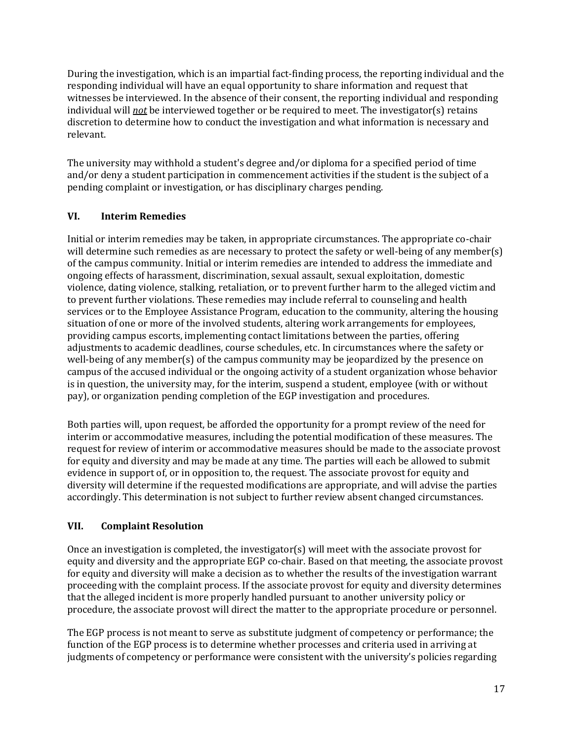During the investigation, which is an impartial fact-finding process, the reporting individual and the responding individual will have an equal opportunity to share information and request that witnesses be interviewed. In the absence of their consent, the reporting individual and responding individual will ***not*** be interviewed together or be required to meet. The investigator(s) retains discretion to determine how to conduct the investigation and what information is necessary and relevant.

The university may withhold a student's degree and/or diploma for a specified period of time and/or deny a student participation in commencement activities if the student is the subject of a pending complaint or investigation, or has disciplinary charges pending.

## VI. Interim Remedies

Initial or interim remedies may be taken, in appropriate circumstances. The appropriate co-chair will determine such remedies as are necessary to protect the safety or well-being of any member(s) of the campus community. Initial or interim remedies are intended to address the immediate and ongoing effects of harassment, discrimination, sexual assault, sexual exploitation, domestic violence, dating violence, stalking, retaliation, or to prevent further harm to the alleged victim and to prevent further violations. These remedies may include referral to counseling and health services or to the Employee Assistance Program, education to the community, altering the housing situation of one or more of the involved students, altering work arrangements for employees, providing campus escorts, implementing contact limitations between the parties, offering adjustments to academic deadlines, course schedules, etc. In circumstances where the safety or well-being of any member(s) of the campus community may be jeopardized by the presence on campus of the accused individual or the ongoing activity of a student organization whose behavior is in question, the university may, for the interim, suspend a student, employee (with or without pay), or organization pending completion of the EGP investigation and procedures.

Both parties will, upon request, be afforded the opportunity for a prompt review of the need for interim or accommodative measures, including the potential modification of these measures. The request for review of interim or accommodative measures should be made to the associate provost for equity and diversity and may be made at any time. The parties will each be allowed to submit evidence in support of, or in opposition to, the request. The associate provost for equity and diversity will determine if the requested modifications are appropriate, and will advise the parties accordingly. This determination is not subject to further review absent changed circumstances.

## VII. Complaint Resolution

Once an investigation is completed, the investigator(s) will meet with the associate provost for equity and diversity and the appropriate EGP co-chair. Based on that meeting, the associate provost for equity and diversity will make a decision as to whether the results of the investigation warrant proceeding with the complaint process. If the associate provost for equity and diversity determines that the alleged incident is more properly handled pursuant to another university policy or procedure, the associate provost will direct the matter to the appropriate procedure or personnel.

The EGP process is not meant to serve as substitute judgment of competency or performance; the function of the EGP process is to determine whether processes and criteria used in arriving at judgments of competency or performance were consistent with the university's policies regarding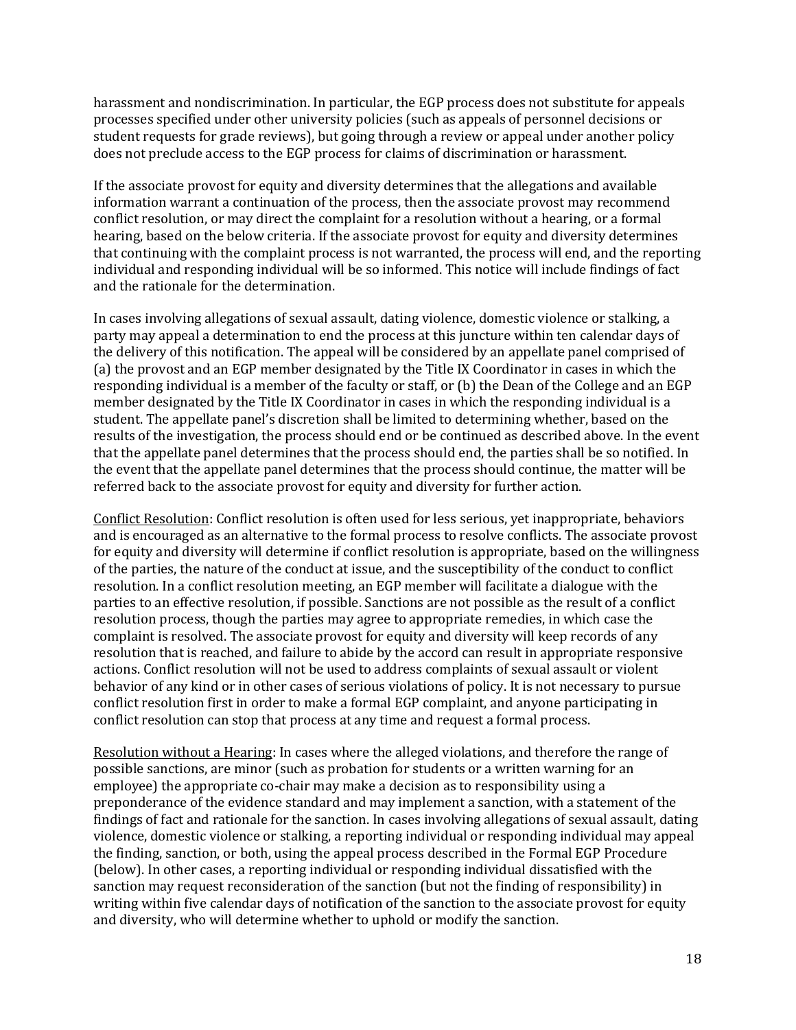harassment and nondiscrimination. In particular, the EGP process does not substitute for appeals processes specified under other university policies (such as appeals of personnel decisions or student requests for grade reviews), but going through a review or appeal under another policy does not preclude access to the EGP process for claims of discrimination or harassment.

If the associate provost for equity and diversity determines that the allegations and available information warrant a continuation of the process, then the associate provost may recommend conflict resolution, or may direct the complaint for a resolution without a hearing, or a formal hearing, based on the below criteria. If the associate provost for equity and diversity determines that continuing with the complaint process is not warranted, the process will end, and the reporting individual and responding individual will be so informed. This notice will include findings of fact and the rationale for the determination.

In cases involving allegations of sexual assault, dating violence, domestic violence or stalking, a party may appeal a determination to end the process at this juncture within ten calendar days of the delivery of this notification. The appeal will be considered by an appellate panel comprised of (a) the provost and an EGP member designated by the Title IX Coordinator in cases in which the responding individual is a member of the faculty or staff, or (b) the Dean of the College and an EGP member designated by the Title IX Coordinator in cases in which the responding individual is a student. The appellate panel's discretion shall be limited to determining whether, based on the results of the investigation, the process should end or be continued as described above. In the event that the appellate panel determines that the process should end, the parties shall be so notified. In the event that the appellate panel determines that the process should continue, the matter will be referred back to the associate provost for equity and diversity for further action.

<u>Conflict Resolution</u>: Conflict resolution is often used for less serious, yet inappropriate, behaviors and is encouraged as an alternative to the formal process to resolve conflicts. The associate provost for equity and diversity will determine if conflict resolution is appropriate, based on the willingness of the parties, the nature of the conduct at issue, and the susceptibility of the conduct to conflict resolution. In a conflict resolution meeting, an EGP member will facilitate a dialogue with the parties to an effective resolution, if possible. Sanctions are not possible as the result of a conflict resolution process, though the parties may agree to appropriate remedies, in which case the complaint is resolved. The associate provost for equity and diversity will keep records of any resolution that is reached, and failure to abide by the accord can result in appropriate responsive actions. Conflict resolution will not be used to address complaints of sexual assault or violent behavior of any kind or in other cases of serious violations of policy. It is not necessary to pursue conflict resolution first in order to make a formal EGP complaint, and anyone participating in conflict resolution can stop that process at any time and request a formal process.

<u>Resolution without a Hearing</u>: In cases where the alleged violations, and therefore the range of possible sanctions, are minor (such as probation for students or a written warning for an employee) the appropriate co-chair may make a decision as to responsibility using a preponderance of the evidence standard and may implement a sanction, with a statement of the findings of fact and rationale for the sanction. In cases involving allegations of sexual assault, dating violence, domestic violence or stalking, a reporting individual or responding individual may appeal the finding, sanction, or both, using the appeal process described in the Formal EGP Procedure (below). In other cases, a reporting individual or responding individual dissatisfied with the sanction may request reconsideration of the sanction (but not the finding of responsibility) in writing within five calendar days of notification of the sanction to the associate provost for equity and diversity, who will determine whether to uphold or modify the sanction.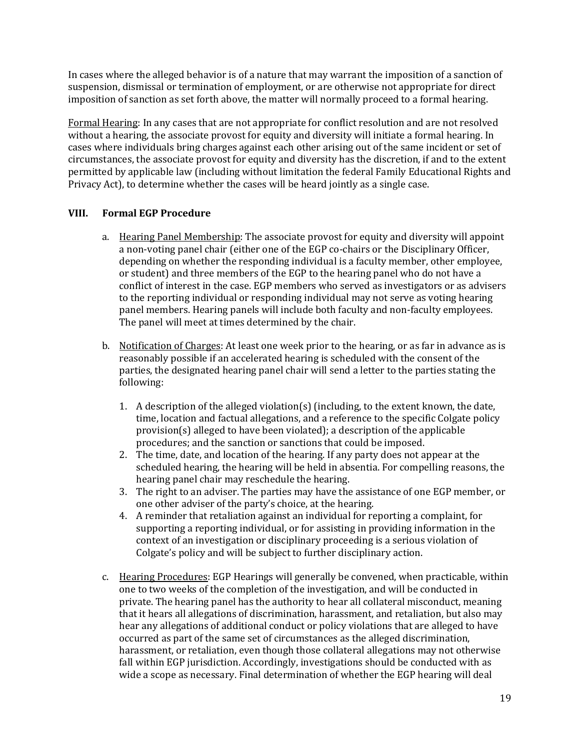In cases where the alleged behavior is of a nature that may warrant the imposition of a sanction of suspension, dismissal or termination of employment, or are otherwise not appropriate for direct imposition of sanction as set forth above, the matter will normally proceed to a formal hearing.

Formal Hearing: In any cases that are not appropriate for conflict resolution and are not resolved without a hearing, the associate provost for equity and diversity will initiate a formal hearing. In cases where individuals bring charges against each other arising out of the same incident or set of circumstances, the associate provost for equity and diversity has the discretion, if and to the extent permitted by applicable law (including without limitation the federal Family Educational Rights and Privacy Act), to determine whether the cases will be heard jointly as a single case.

## VIII. Formal EGP Procedure

a. Hearing Panel Membership: The associate provost for equity and diversity will appoint a non-voting panel chair (either one of the EGP co-chairs or the Disciplinary Officer, depending on whether the responding individual is a faculty member, other employee, or student) and three members of the EGP to the hearing panel who do not have a conflict of interest in the case. EGP members who served as investigators or as advisers to the reporting individual or responding individual may not serve as voting hearing panel members. Hearing panels will include both faculty and non-faculty employees. The panel will meet at times determined by the chair.

b. Notification of Charges: At least one week prior to the hearing, or as far in advance as is reasonably possible if an accelerated hearing is scheduled with the consent of the parties, the designated hearing panel chair will send a letter to the parties stating the following:

   1. A description of the alleged violation(s) (including, to the extent known, the date, time, location and factual allegations, and a reference to the specific Colgate policy provision(s) alleged to have been violated); a description of the applicable procedures; and the sanction or sanctions that could be imposed.
   2. The time, date, and location of the hearing. If any party does not appear at the scheduled hearing, the hearing will be held in absentia. For compelling reasons, the hearing panel chair may reschedule the hearing.
   3. The right to an adviser. The parties may have the assistance of one EGP member, or one other adviser of the party's choice, at the hearing.
   4. A reminder that retaliation against an individual for reporting a complaint, for supporting a reporting individual, or for assisting in providing information in the context of an investigation or disciplinary proceeding is a serious violation of Colgate's policy and will be subject to further disciplinary action.

c. Hearing Procedures: EGP Hearings will generally be convened, when practicable, within one to two weeks of the completion of the investigation, and will be conducted in private. The hearing panel has the authority to hear all collateral misconduct, meaning that it hears all allegations of discrimination, harassment, and retaliation, but also may hear any allegations of additional conduct or policy violations that are alleged to have occurred as part of the same set of circumstances as the alleged discrimination, harassment, or retaliation, even though those collateral allegations may not otherwise fall within EGP jurisdiction. Accordingly, investigations should be conducted with as wide a scope as necessary. Final determination of whether the EGP hearing will deal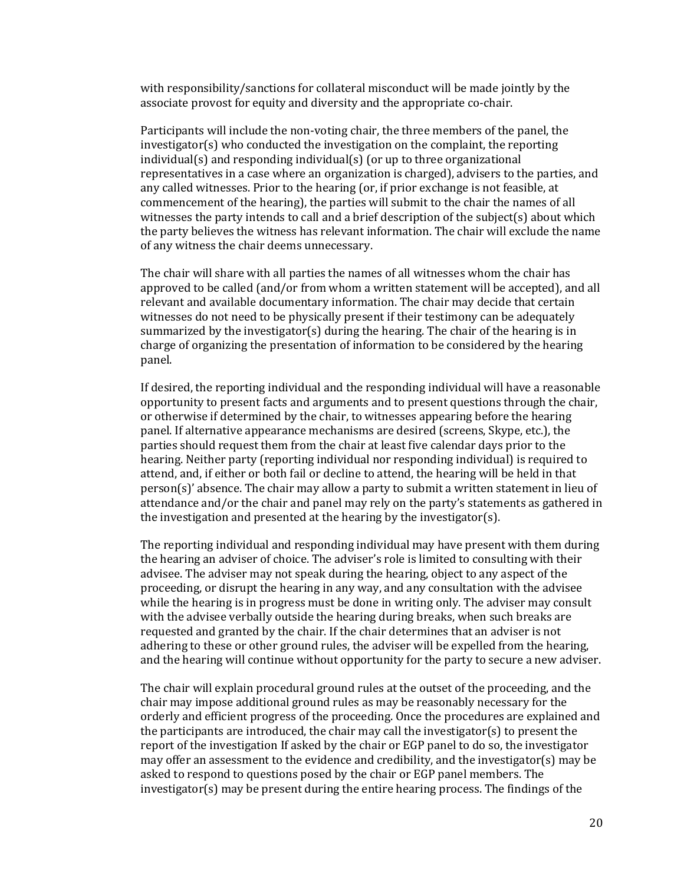with responsibility/sanctions for collateral misconduct will be made jointly by the associate provost for equity and diversity and the appropriate co-chair.

Participants will include the non-voting chair, the three members of the panel, the investigator(s) who conducted the investigation on the complaint, the reporting individual(s) and responding individual(s) (or up to three organizational representatives in a case where an organization is charged), advisers to the parties, and any called witnesses. Prior to the hearing (or, if prior exchange is not feasible, at commencement of the hearing), the parties will submit to the chair the names of all witnesses the party intends to call and a brief description of the subject(s) about which the party believes the witness has relevant information. The chair will exclude the name of any witness the chair deems unnecessary.

The chair will share with all parties the names of all witnesses whom the chair has approved to be called (and/or from whom a written statement will be accepted), and all relevant and available documentary information. The chair may decide that certain witnesses do not need to be physically present if their testimony can be adequately summarized by the investigator(s) during the hearing. The chair of the hearing is in charge of organizing the presentation of information to be considered by the hearing panel.

If desired, the reporting individual and the responding individual will have a reasonable opportunity to present facts and arguments and to present questions through the chair, or otherwise if determined by the chair, to witnesses appearing before the hearing panel. If alternative appearance mechanisms are desired (screens, Skype, etc.), the parties should request them from the chair at least five calendar days prior to the hearing. Neither party (reporting individual nor responding individual) is required to attend, and, if either or both fail or decline to attend, the hearing will be held in that person(s)' absence. The chair may allow a party to submit a written statement in lieu of attendance and/or the chair and panel may rely on the party's statements as gathered in the investigation and presented at the hearing by the investigator(s).

The reporting individual and responding individual may have present with them during the hearing an adviser of choice. The adviser's role is limited to consulting with their advisee. The adviser may not speak during the hearing, object to any aspect of the proceeding, or disrupt the hearing in any way, and any consultation with the advisee while the hearing is in progress must be done in writing only. The adviser may consult with the advisee verbally outside the hearing during breaks, when such breaks are requested and granted by the chair. If the chair determines that an adviser is not adhering to these or other ground rules, the adviser will be expelled from the hearing, and the hearing will continue without opportunity for the party to secure a new adviser.

The chair will explain procedural ground rules at the outset of the proceeding, and the chair may impose additional ground rules as may be reasonably necessary for the orderly and efficient progress of the proceeding. Once the procedures are explained and the participants are introduced, the chair may call the investigator(s) to present the report of the investigation If asked by the chair or EGP panel to do so, the investigator may offer an assessment to the evidence and credibility, and the investigator(s) may be asked to respond to questions posed by the chair or EGP panel members. The investigator(s) may be present during the entire hearing process. The findings of the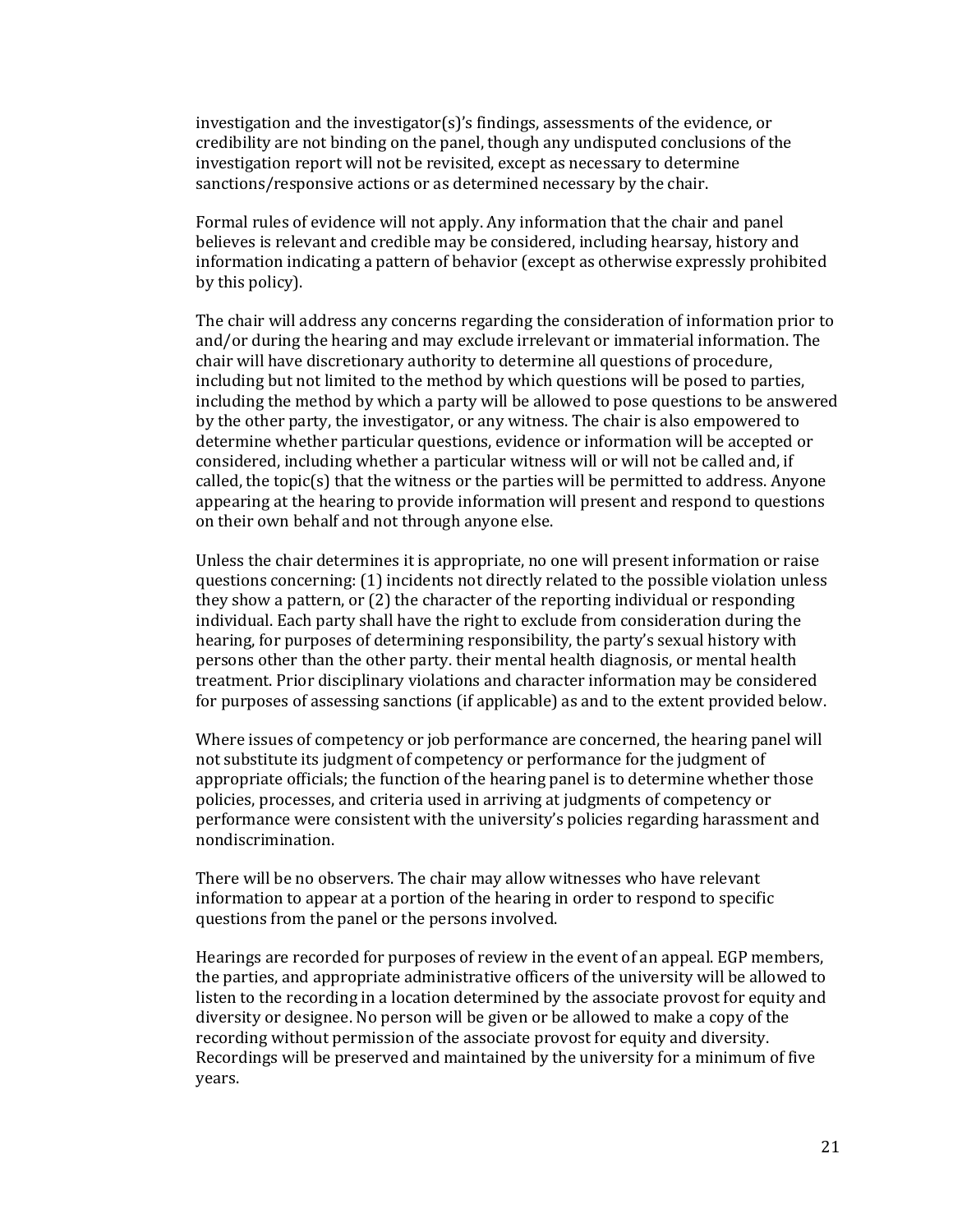investigation and the investigator(s)'s findings, assessments of the evidence, or credibility are not binding on the panel, though any undisputed conclusions of the investigation report will not be revisited, except as necessary to determine sanctions/responsive actions or as determined necessary by the chair.

Formal rules of evidence will not apply. Any information that the chair and panel believes is relevant and credible may be considered, including hearsay, history and information indicating a pattern of behavior (except as otherwise expressly prohibited by this policy).

The chair will address any concerns regarding the consideration of information prior to and/or during the hearing and may exclude irrelevant or immaterial information. The chair will have discretionary authority to determine all questions of procedure, including but not limited to the method by which questions will be posed to parties, including the method by which a party will be allowed to pose questions to be answered by the other party, the investigator, or any witness. The chair is also empowered to determine whether particular questions, evidence or information will be accepted or considered, including whether a particular witness will or will not be called and, if called, the topic(s) that the witness or the parties will be permitted to address. Anyone appearing at the hearing to provide information will present and respond to questions on their own behalf and not through anyone else.

Unless the chair determines it is appropriate, no one will present information or raise questions concerning: (1) incidents not directly related to the possible violation unless they show a pattern, or (2) the character of the reporting individual or responding individual. Each party shall have the right to exclude from consideration during the hearing, for purposes of determining responsibility, the party's sexual history with persons other than the other party. their mental health diagnosis, or mental health treatment. Prior disciplinary violations and character information may be considered for purposes of assessing sanctions (if applicable) as and to the extent provided below.

Where issues of competency or job performance are concerned, the hearing panel will not substitute its judgment of competency or performance for the judgment of appropriate officials; the function of the hearing panel is to determine whether those policies, processes, and criteria used in arriving at judgments of competency or performance were consistent with the university's policies regarding harassment and nondiscrimination.

There will be no observers. The chair may allow witnesses who have relevant information to appear at a portion of the hearing in order to respond to specific questions from the panel or the persons involved.

Hearings are recorded for purposes of review in the event of an appeal. EGP members, the parties, and appropriate administrative officers of the university will be allowed to listen to the recording in a location determined by the associate provost for equity and diversity or designee. No person will be given or be allowed to make a copy of the recording without permission of the associate provost for equity and diversity. Recordings will be preserved and maintained by the university for a minimum of five years.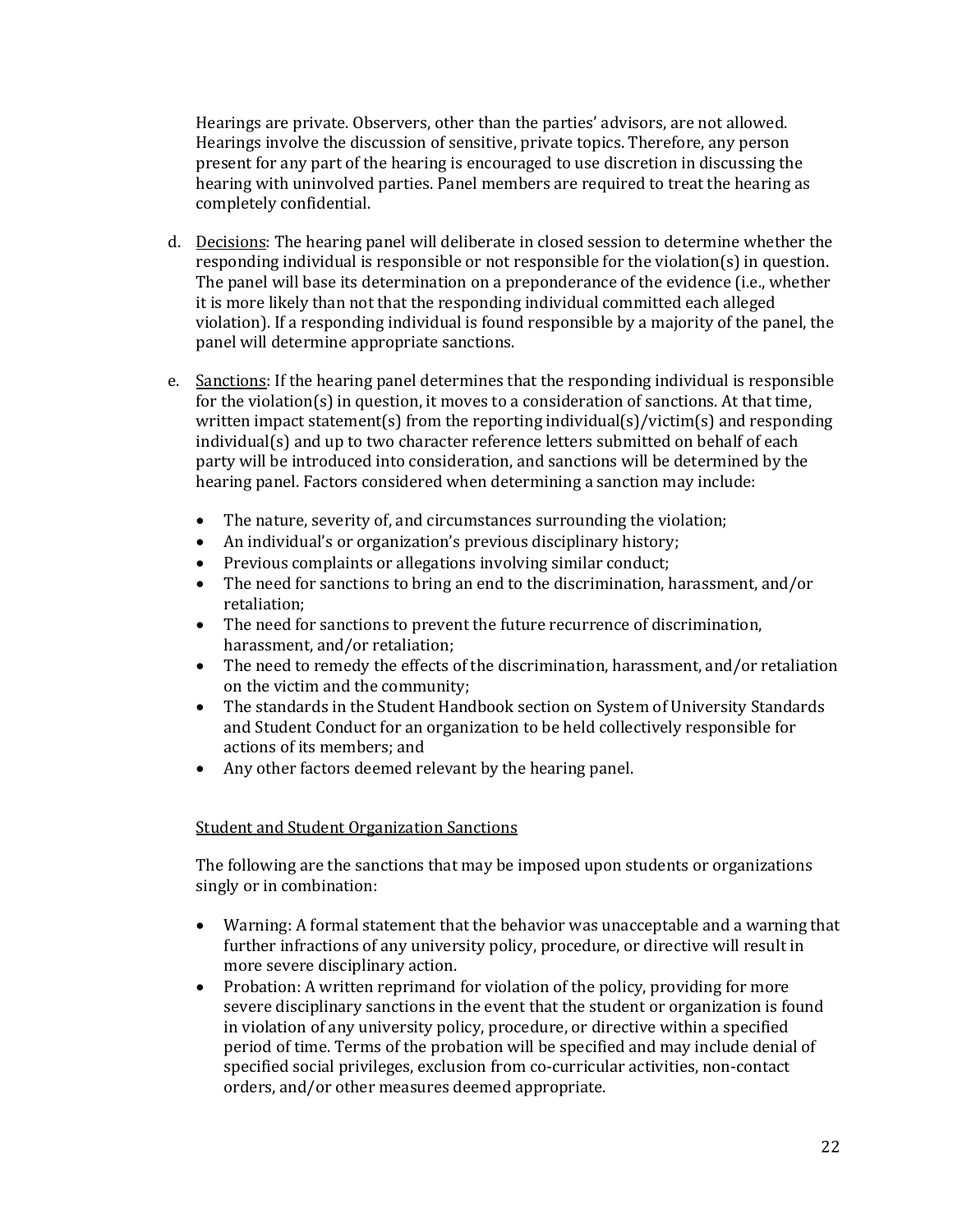Hearings are private. Observers, other than the parties' advisors, are not allowed. Hearings involve the discussion of sensitive, private topics. Therefore, any person present for any part of the hearing is encouraged to use discretion in discussing the hearing with uninvolved parties. Panel members are required to treat the hearing as completely confidential.

d. <u>Decisions</u>: The hearing panel will deliberate in closed session to determine whether the responding individual is responsible or not responsible for the violation(s) in question. The panel will base its determination on a preponderance of the evidence (i.e., whether it is more likely than not that the responding individual committed each alleged violation). If a responding individual is found responsible by a majority of the panel, the panel will determine appropriate sanctions.

e. <u>Sanctions</u>: If the hearing panel determines that the responding individual is responsible for the violation(s) in question, it moves to a consideration of sanctions. At that time, written impact statement(s) from the reporting individual(s)/victim(s) and responding individual(s) and up to two character reference letters submitted on behalf of each party will be introduced into consideration, and sanctions will be determined by the hearing panel. Factors considered when determining a sanction may include:

   - The nature, severity of, and circumstances surrounding the violation;
   - An individual's or organization's previous disciplinary history;
   - Previous complaints or allegations involving similar conduct;
   - The need for sanctions to bring an end to the discrimination, harassment, and/or retaliation;
   - The need for sanctions to prevent the future recurrence of discrimination, harassment, and/or retaliation;
   - The need to remedy the effects of the discrimination, harassment, and/or retaliation on the victim and the community;
   - The standards in the Student Handbook section on System of University Standards and Student Conduct for an organization to be held collectively responsible for actions of its members; and
   - Any other factors deemed relevant by the hearing panel.

<u>Student and Student Organization Sanctions</u>

The following are the sanctions that may be imposed upon students or organizations singly or in combination:

- Warning: A formal statement that the behavior was unacceptable and a warning that further infractions of any university policy, procedure, or directive will result in more severe disciplinary action.
- Probation: A written reprimand for violation of the policy, providing for more severe disciplinary sanctions in the event that the student or organization is found in violation of any university policy, procedure, or directive within a specified period of time. Terms of the probation will be specified and may include denial of specified social privileges, exclusion from co-curricular activities, non-contact orders, and/or other measures deemed appropriate.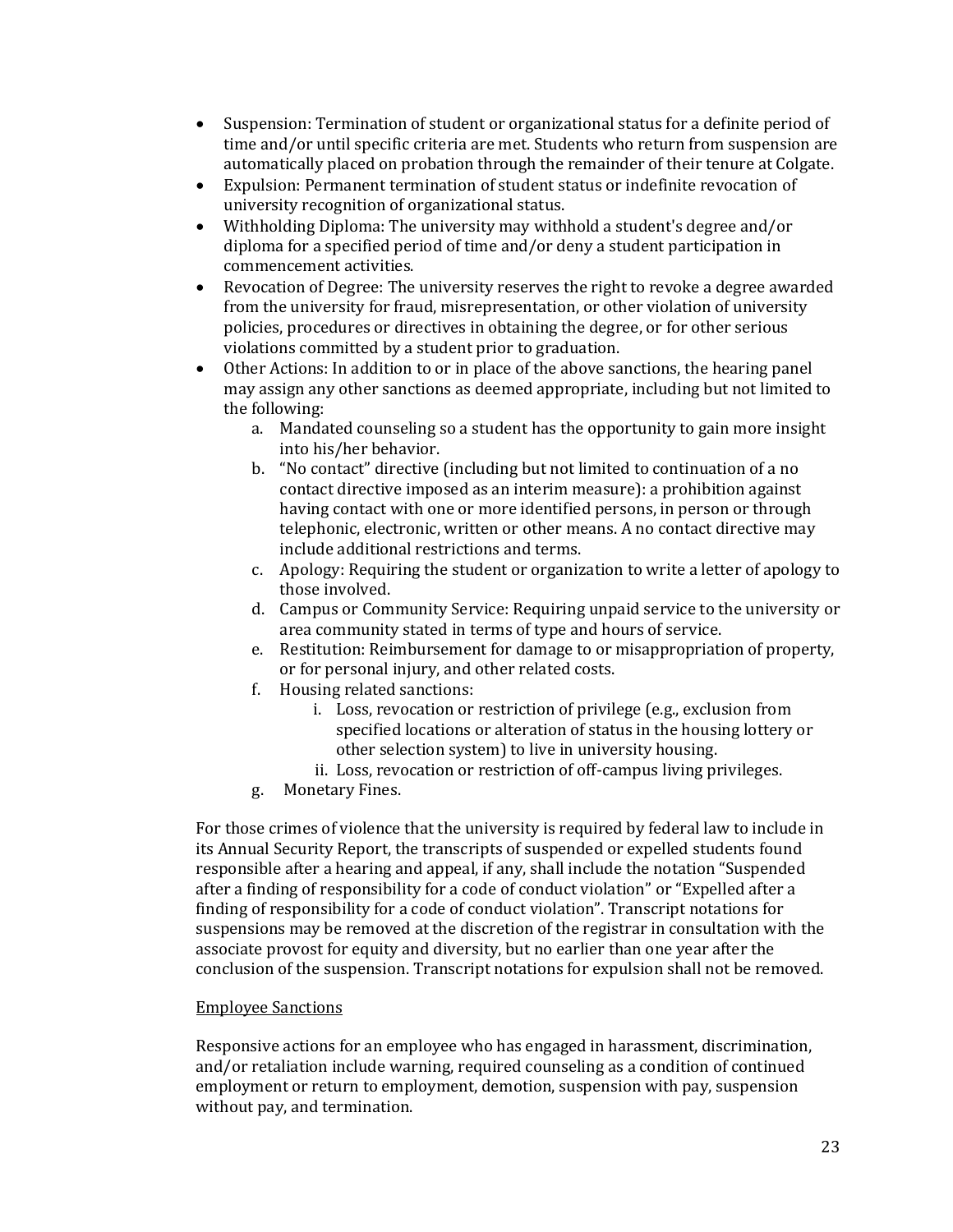- Suspension: Termination of student or organizational status for a definite period of time and/or until specific criteria are met. Students who return from suspension are automatically placed on probation through the remainder of their tenure at Colgate.
- Expulsion: Permanent termination of student status or indefinite revocation of university recognition of organizational status.
- Withholding Diploma: The university may withhold a student's degree and/or diploma for a specified period of time and/or deny a student participation in commencement activities.
- Revocation of Degree: The university reserves the right to revoke a degree awarded from the university for fraud, misrepresentation, or other violation of university policies, procedures or directives in obtaining the degree, or for other serious violations committed by a student prior to graduation.
- Other Actions: In addition to or in place of the above sanctions, the hearing panel may assign any other sanctions as deemed appropriate, including but not limited to the following:
    a. Mandated counseling so a student has the opportunity to gain more insight into his/her behavior.
    b. "No contact" directive (including but not limited to continuation of a no contact directive imposed as an interim measure): a prohibition against having contact with one or more identified persons, in person or through telephonic, electronic, written or other means. A no contact directive may include additional restrictions and terms.
    c. Apology: Requiring the student or organization to write a letter of apology to those involved.
    d. Campus or Community Service: Requiring unpaid service to the university or area community stated in terms of type and hours of service.
    e. Restitution: Reimbursement for damage to or misappropriation of property, or for personal injury, and other related costs.
    f. Housing related sanctions:
        i. Loss, revocation or restriction of privilege (e.g., exclusion from specified locations or alteration of status in the housing lottery or other selection system) to live in university housing.
        ii. Loss, revocation or restriction of off-campus living privileges.
    g. Monetary Fines.

For those crimes of violence that the university is required by federal law to include in its Annual Security Report, the transcripts of suspended or expelled students found responsible after a hearing and appeal, if any, shall include the notation "Suspended after a finding of responsibility for a code of conduct violation" or "Expelled after a finding of responsibility for a code of conduct violation". Transcript notations for suspensions may be removed at the discretion of the registrar in consultation with the associate provost for equity and diversity, but no earlier than one year after the conclusion of the suspension. Transcript notations for expulsion shall not be removed.

<u>Employee Sanctions</u>

Responsive actions for an employee who has engaged in harassment, discrimination, and/or retaliation include warning, required counseling as a condition of continued employment or return to employment, demotion, suspension with pay, suspension without pay, and termination.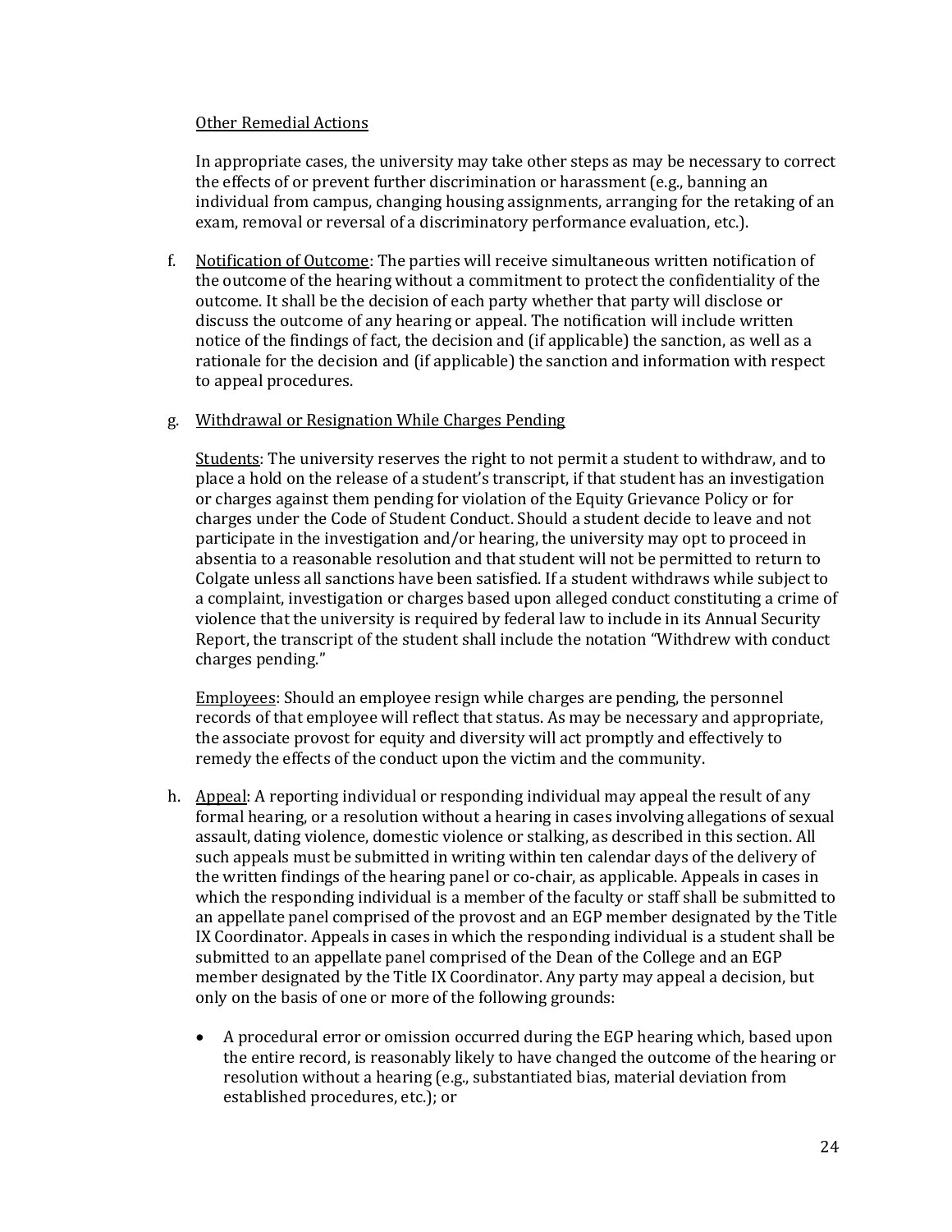Other Remedial Actions

In appropriate cases, the university may take other steps as may be necessary to correct the effects of or prevent further discrimination or harassment (e.g., banning an individual from campus, changing housing assignments, arranging for the retaking of an exam, removal or reversal of a discriminatory performance evaluation, etc.).

f. Notification of Outcome: The parties will receive simultaneous written notification of the outcome of the hearing without a commitment to protect the confidentiality of the outcome. It shall be the decision of each party whether that party will disclose or discuss the outcome of any hearing or appeal. The notification will include written notice of the findings of fact, the decision and (if applicable) the sanction, as well as a rationale for the decision and (if applicable) the sanction and information with respect to appeal procedures.

g. Withdrawal or Resignation While Charges Pending

Students: The university reserves the right to not permit a student to withdraw, and to place a hold on the release of a student's transcript, if that student has an investigation or charges against them pending for violation of the Equity Grievance Policy or for charges under the Code of Student Conduct. Should a student decide to leave and not participate in the investigation and/or hearing, the university may opt to proceed in absentia to a reasonable resolution and that student will not be permitted to return to Colgate unless all sanctions have been satisfied. If a student withdraws while subject to a complaint, investigation or charges based upon alleged conduct constituting a crime of violence that the university is required by federal law to include in its Annual Security Report, the transcript of the student shall include the notation "Withdrew with conduct charges pending."

Employees: Should an employee resign while charges are pending, the personnel records of that employee will reflect that status. As may be necessary and appropriate, the associate provost for equity and diversity will act promptly and effectively to remedy the effects of the conduct upon the victim and the community.

h. Appeal: A reporting individual or responding individual may appeal the result of any formal hearing, or a resolution without a hearing in cases involving allegations of sexual assault, dating violence, domestic violence or stalking, as described in this section. All such appeals must be submitted in writing within ten calendar days of the delivery of the written findings of the hearing panel or co-chair, as applicable. Appeals in cases in which the responding individual is a member of the faculty or staff shall be submitted to an appellate panel comprised of the provost and an EGP member designated by the Title IX Coordinator. Appeals in cases in which the responding individual is a student shall be submitted to an appellate panel comprised of the Dean of the College and an EGP member designated by the Title IX Coordinator. Any party may appeal a decision, but only on the basis of one or more of the following grounds:

- A procedural error or omission occurred during the EGP hearing which, based upon the entire record, is reasonably likely to have changed the outcome of the hearing or resolution without a hearing (e.g., substantiated bias, material deviation from established procedures, etc.); or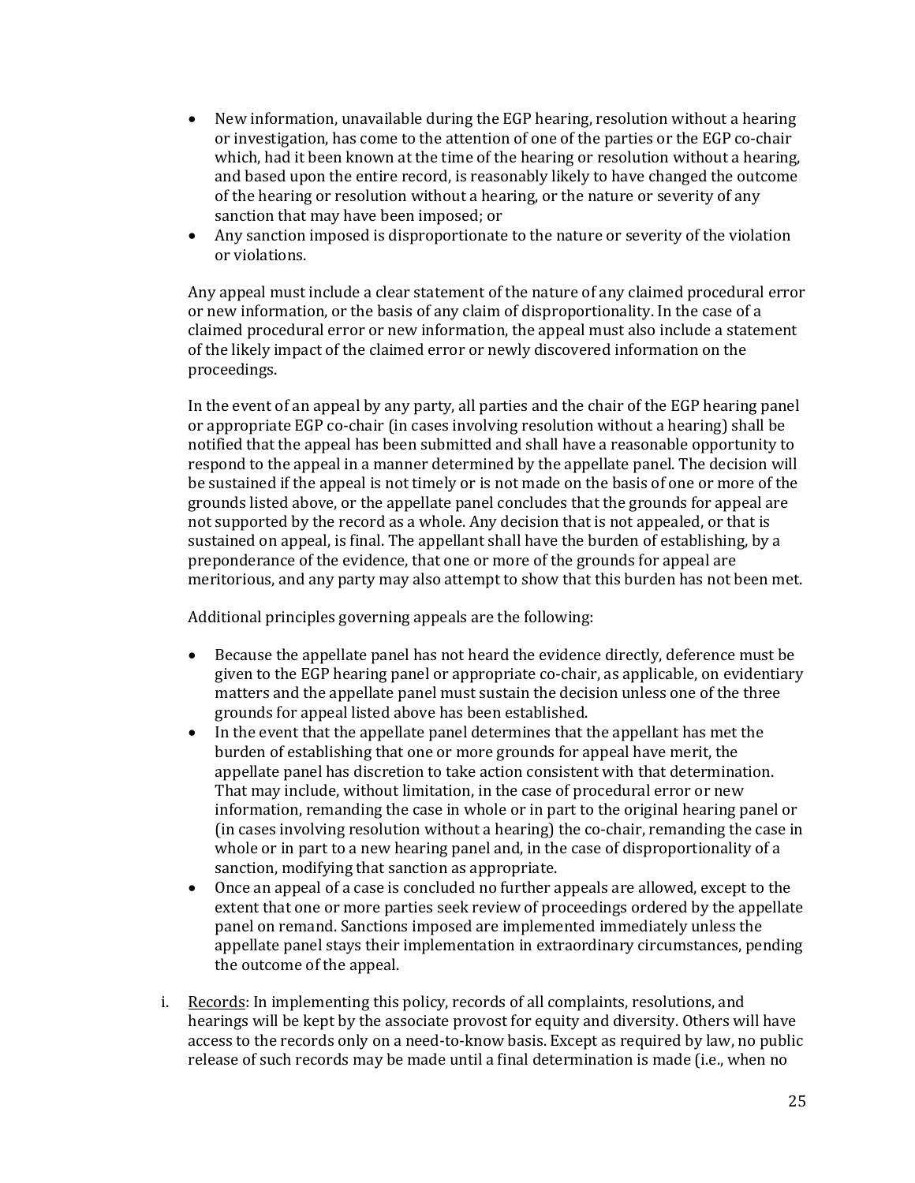- New information, unavailable during the EGP hearing, resolution without a hearing or investigation, has come to the attention of one of the parties or the EGP co-chair which, had it been known at the time of the hearing or resolution without a hearing, and based upon the entire record, is reasonably likely to have changed the outcome of the hearing or resolution without a hearing, or the nature or severity of any sanction that may have been imposed; or
- Any sanction imposed is disproportionate to the nature or severity of the violation or violations.

Any appeal must include a clear statement of the nature of any claimed procedural error or new information, or the basis of any claim of disproportionality. In the case of a claimed procedural error or new information, the appeal must also include a statement of the likely impact of the claimed error or newly discovered information on the proceedings.

In the event of an appeal by any party, all parties and the chair of the EGP hearing panel or appropriate EGP co-chair (in cases involving resolution without a hearing) shall be notified that the appeal has been submitted and shall have a reasonable opportunity to respond to the appeal in a manner determined by the appellate panel. The decision will be sustained if the appeal is not timely or is not made on the basis of one or more of the grounds listed above, or the appellate panel concludes that the grounds for appeal are not supported by the record as a whole. Any decision that is not appealed, or that is sustained on appeal, is final. The appellant shall have the burden of establishing, by a preponderance of the evidence, that one or more of the grounds for appeal are meritorious, and any party may also attempt to show that this burden has not been met.

Additional principles governing appeals are the following:

- Because the appellate panel has not heard the evidence directly, deference must be given to the EGP hearing panel or appropriate co-chair, as applicable, on evidentiary matters and the appellate panel must sustain the decision unless one of the three grounds for appeal listed above has been established.
- In the event that the appellate panel determines that the appellant has met the burden of establishing that one or more grounds for appeal have merit, the appellate panel has discretion to take action consistent with that determination. That may include, without limitation, in the case of procedural error or new information, remanding the case in whole or in part to the original hearing panel or (in cases involving resolution without a hearing) the co-chair, remanding the case in whole or in part to a new hearing panel and, in the case of disproportionality of a sanction, modifying that sanction as appropriate.
- Once an appeal of a case is concluded no further appeals are allowed, except to the extent that one or more parties seek review of proceedings ordered by the appellate panel on remand. Sanctions imposed are implemented immediately unless the appellate panel stays their implementation in extraordinary circumstances, pending the outcome of the appeal.

i. Records: In implementing this policy, records of all complaints, resolutions, and hearings will be kept by the associate provost for equity and diversity. Others will have access to the records only on a need-to-know basis. Except as required by law, no public release of such records may be made until a final determination is made (i.e., when no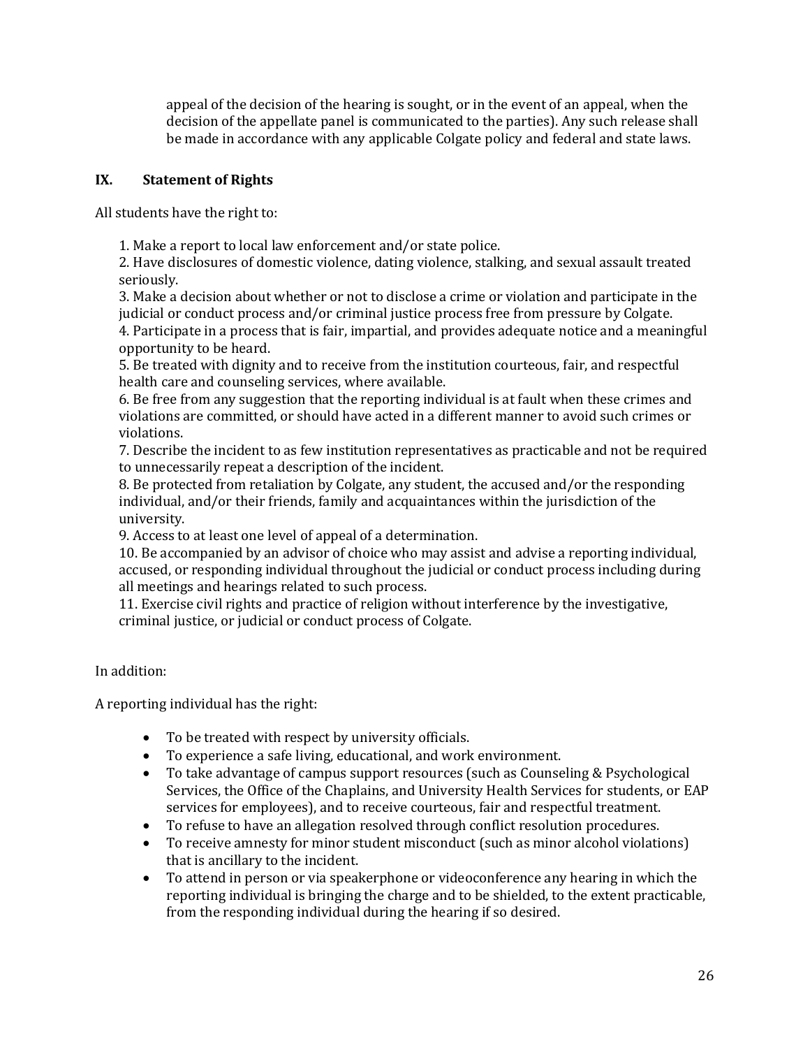appeal of the decision of the hearing is sought, or in the event of an appeal, when the decision of the appellate panel is communicated to the parties). Any such release shall be made in accordance with any applicable Colgate policy and federal and state laws.

## IX. Statement of Rights

All students have the right to:

1. Make a report to local law enforcement and/or state police.
2. Have disclosures of domestic violence, dating violence, stalking, and sexual assault treated seriously.
3. Make a decision about whether or not to disclose a crime or violation and participate in the judicial or conduct process and/or criminal justice process free from pressure by Colgate.
4. Participate in a process that is fair, impartial, and provides adequate notice and a meaningful opportunity to be heard.
5. Be treated with dignity and to receive from the institution courteous, fair, and respectful health care and counseling services, where available.
6. Be free from any suggestion that the reporting individual is at fault when these crimes and violations are committed, or should have acted in a different manner to avoid such crimes or violations.
7. Describe the incident to as few institution representatives as practicable and not be required to unnecessarily repeat a description of the incident.
8. Be protected from retaliation by Colgate, any student, the accused and/or the responding individual, and/or their friends, family and acquaintances within the jurisdiction of the university.
9. Access to at least one level of appeal of a determination.
10. Be accompanied by an advisor of choice who may assist and advise a reporting individual, accused, or responding individual throughout the judicial or conduct process including during all meetings and hearings related to such process.
11. Exercise civil rights and practice of religion without interference by the investigative, criminal justice, or judicial or conduct process of Colgate.

In addition:

A reporting individual has the right:

- To be treated with respect by university officials.
- To experience a safe living, educational, and work environment.
- To take advantage of campus support resources (such as Counseling & Psychological Services, the Office of the Chaplains, and University Health Services for students, or EAP services for employees), and to receive courteous, fair and respectful treatment.
- To refuse to have an allegation resolved through conflict resolution procedures.
- To receive amnesty for minor student misconduct (such as minor alcohol violations) that is ancillary to the incident.
- To attend in person or via speakerphone or videoconference any hearing in which the reporting individual is bringing the charge and to be shielded, to the extent practicable, from the responding individual during the hearing if so desired.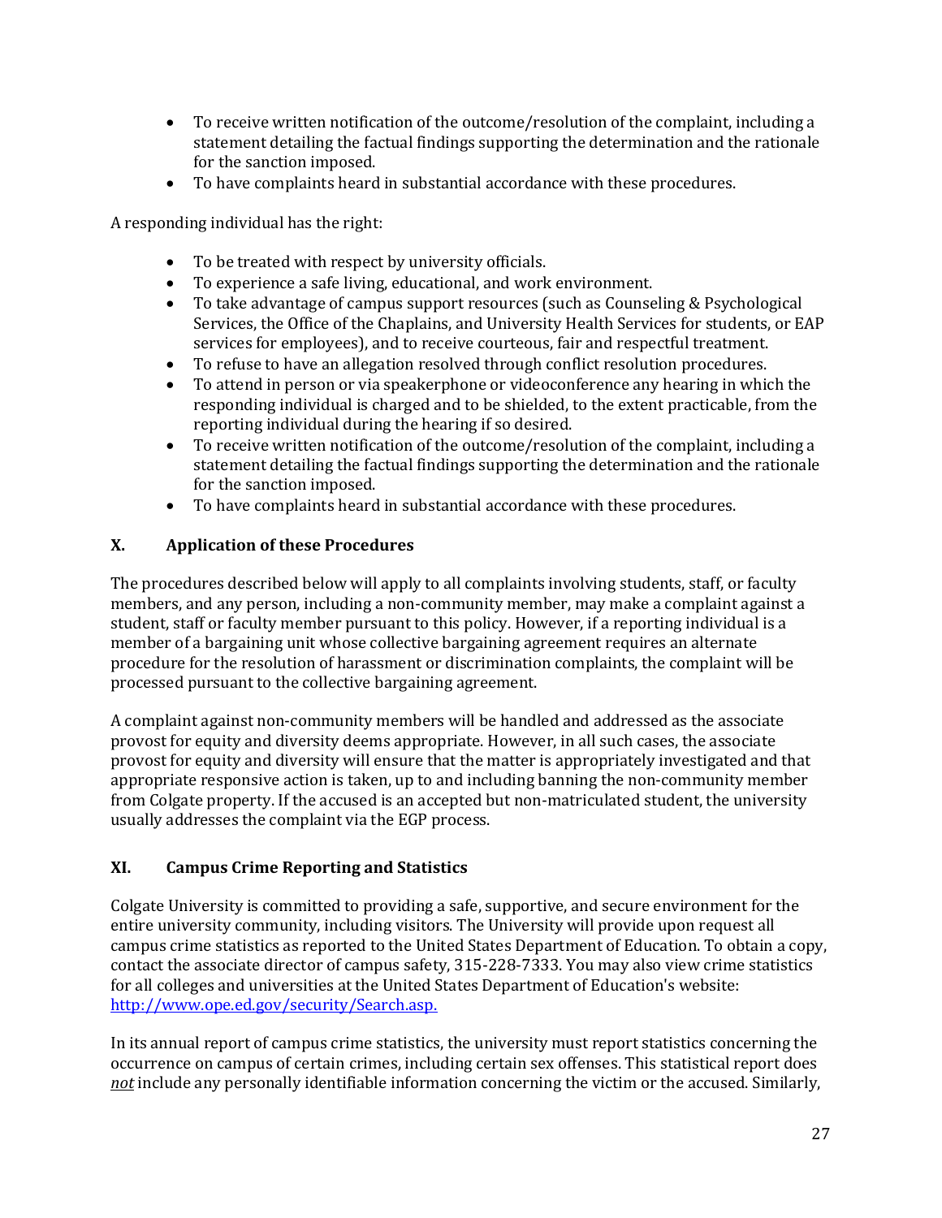- To receive written notification of the outcome/resolution of the complaint, including a statement detailing the factual findings supporting the determination and the rationale for the sanction imposed.
- To have complaints heard in substantial accordance with these procedures.

A responding individual has the right:

- To be treated with respect by university officials.
- To experience a safe living, educational, and work environment.
- To take advantage of campus support resources (such as Counseling & Psychological Services, the Office of the Chaplains, and University Health Services for students, or EAP services for employees), and to receive courteous, fair and respectful treatment.
- To refuse to have an allegation resolved through conflict resolution procedures.
- To attend in person or via speakerphone or videoconference any hearing in which the responding individual is charged and to be shielded, to the extent practicable, from the reporting individual during the hearing if so desired.
- To receive written notification of the outcome/resolution of the complaint, including a statement detailing the factual findings supporting the determination and the rationale for the sanction imposed.
- To have complaints heard in substantial accordance with these procedures.

## X. Application of these Procedures

The procedures described below will apply to all complaints involving students, staff, or faculty members, and any person, including a non-community member, may make a complaint against a student, staff or faculty member pursuant to this policy. However, if a reporting individual is a member of a bargaining unit whose collective bargaining agreement requires an alternate procedure for the resolution of harassment or discrimination complaints, the complaint will be processed pursuant to the collective bargaining agreement.

A complaint against non-community members will be handled and addressed as the associate provost for equity and diversity deems appropriate. However, in all such cases, the associate provost for equity and diversity will ensure that the matter is appropriately investigated and that appropriate responsive action is taken, up to and including banning the non-community member from Colgate property. If the accused is an accepted but non-matriculated student, the university usually addresses the complaint via the EGP process.

## XI. Campus Crime Reporting and Statistics

Colgate University is committed to providing a safe, supportive, and secure environment for the entire university community, including visitors. The University will provide upon request all campus crime statistics as reported to the United States Department of Education. To obtain a copy, contact the associate director of campus safety, 315-228-7333. You may also view crime statistics for all colleges and universities at the United States Department of Education's website: [http://www.ope.ed.gov/security/Search.asp.](http://www.ope.ed.gov/security/Search.asp)

In its annual report of campus crime statistics, the university must report statistics concerning the occurrence on campus of certain crimes, including certain sex offenses. This statistical report does ***not*** include any personally identifiable information concerning the victim or the accused. Similarly,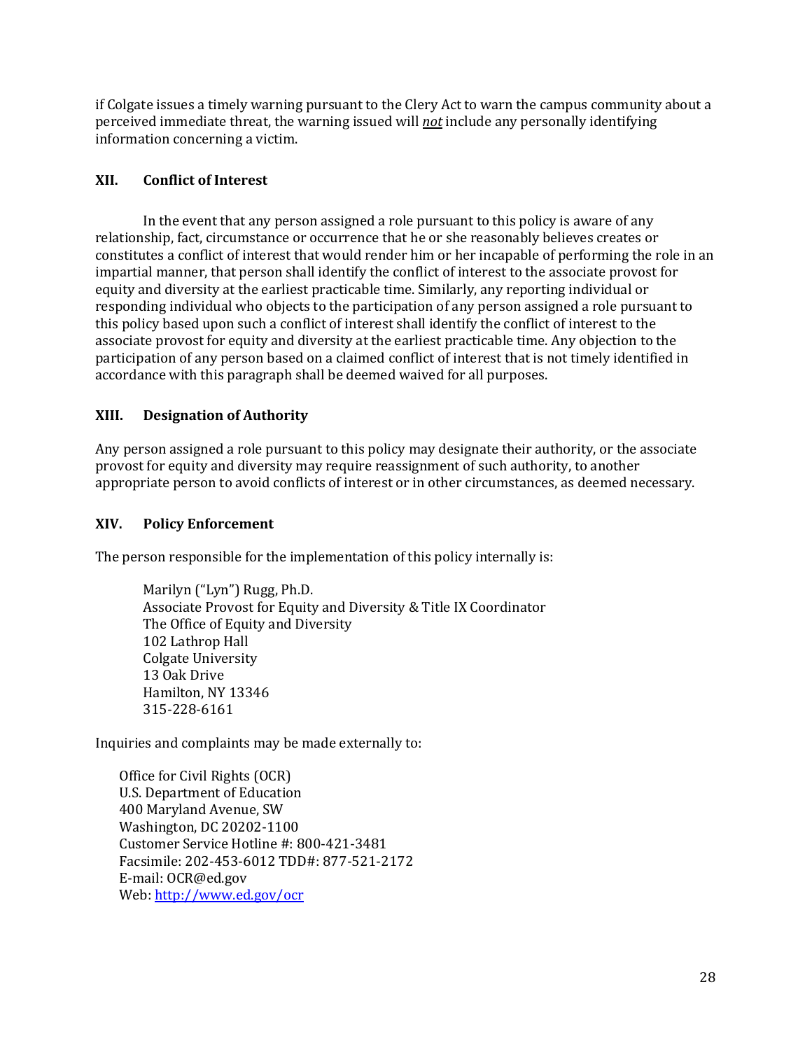if Colgate issues a timely warning pursuant to the Clery Act to warn the campus community about a perceived immediate threat, the warning issued will ***not*** include any personally identifying information concerning a victim.

## XII. Conflict of Interest

In the event that any person assigned a role pursuant to this policy is aware of any relationship, fact, circumstance or occurrence that he or she reasonably believes creates or constitutes a conflict of interest that would render him or her incapable of performing the role in an impartial manner, that person shall identify the conflict of interest to the associate provost for equity and diversity at the earliest practicable time. Similarly, any reporting individual or responding individual who objects to the participation of any person assigned a role pursuant to this policy based upon such a conflict of interest shall identify the conflict of interest to the associate provost for equity and diversity at the earliest practicable time. Any objection to the participation of any person based on a claimed conflict of interest that is not timely identified in accordance with this paragraph shall be deemed waived for all purposes.

## XIII. Designation of Authority

Any person assigned a role pursuant to this policy may designate their authority, or the associate provost for equity and diversity may require reassignment of such authority, to another appropriate person to avoid conflicts of interest or in other circumstances, as deemed necessary.

## XIV. Policy Enforcement

The person responsible for the implementation of this policy internally is:

Marilyn ("Lyn") Rugg, Ph.D.
Associate Provost for Equity and Diversity & Title IX Coordinator
The Office of Equity and Diversity
102 Lathrop Hall
Colgate University
13 Oak Drive
Hamilton, NY 13346
315-228-6161

Inquiries and complaints may be made externally to:

Office for Civil Rights (OCR)
U.S. Department of Education
400 Maryland Avenue, SW
Washington, DC 20202-1100
Customer Service Hotline #: 800-421-3481
Facsimile: 202-453-6012 TDD#: 877-521-2172
E-mail: OCR@ed.gov
Web: [http://www.ed.gov/ocr](http://www.ed.gov/ocr)